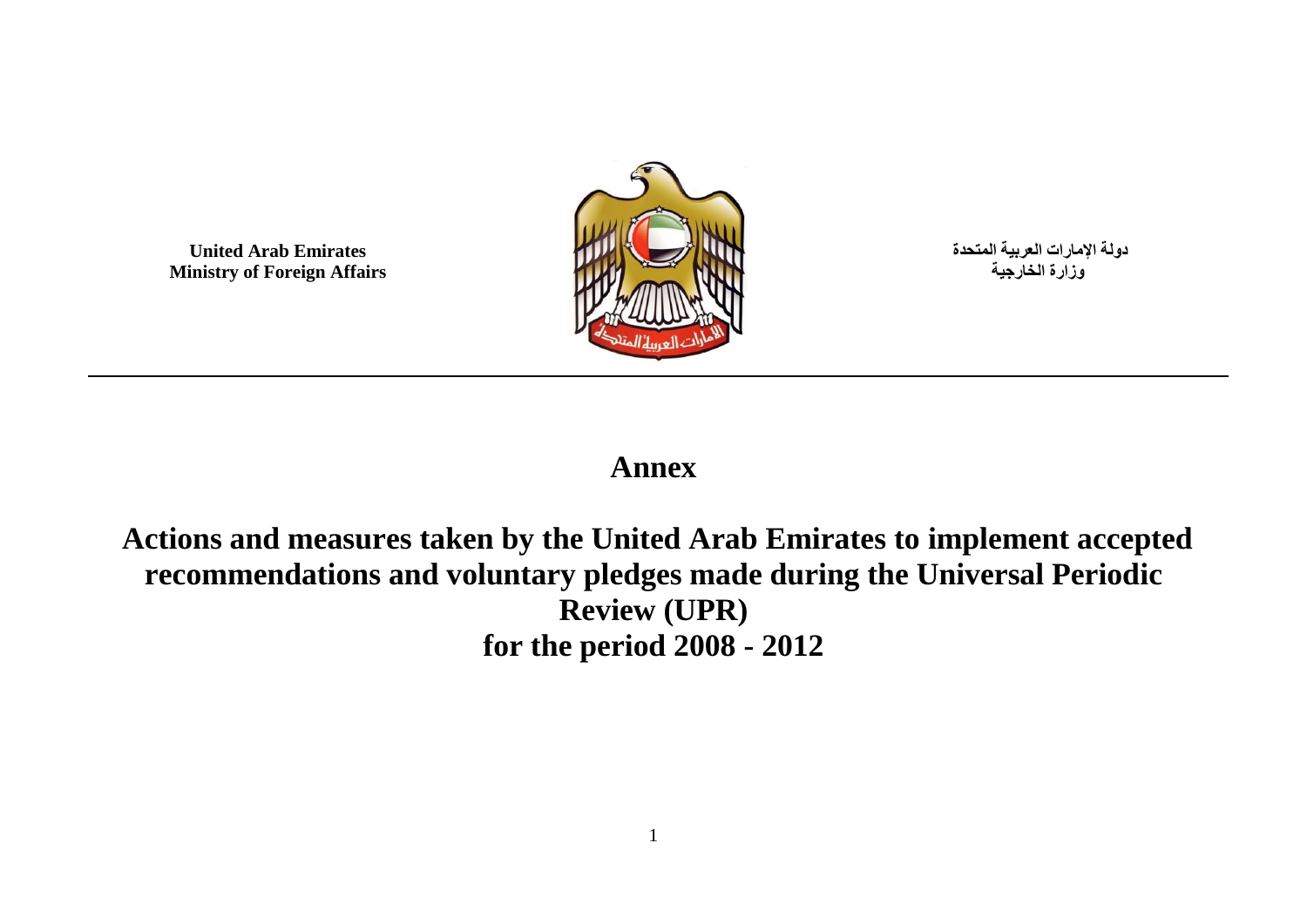United Arab Emirates
Ministry of Foreign Affairs

دولة الإمارات العربية المتحدة
وزارة الخارجية

# Annex

# Actions and measures taken by the United Arab Emirates to implement accepted recommendations and voluntary pledges made during the Universal Periodic Review (UPR) for the period 2008 - 2012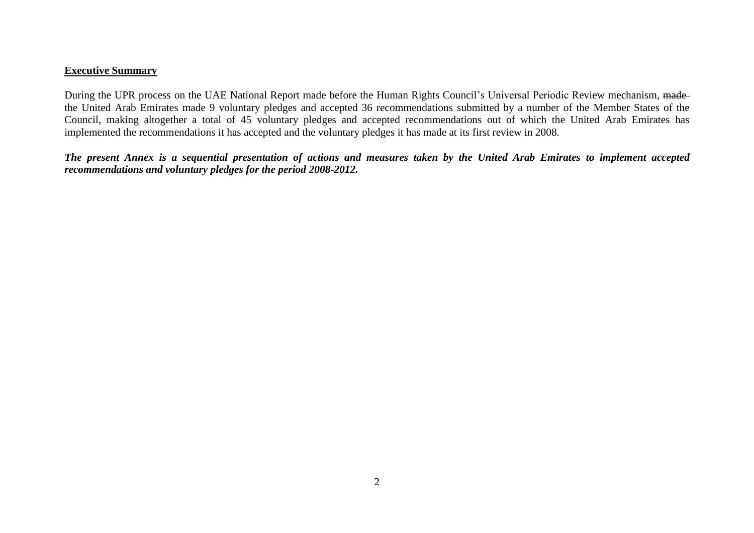**Executive Summary**

During the UPR process on the UAE National Report made before the Human Rights Council's Universal Periodic Review mechanism, ~~made~~ the United Arab Emirates made 9 voluntary pledges and accepted 36 recommendations submitted by a number of the Member States of the Council, making altogether a total of 45 voluntary pledges and accepted recommendations out of which the United Arab Emirates has implemented the recommendations it has accepted and the voluntary pledges it has made at its first review in 2008.

***The present Annex is a sequential presentation of actions and measures taken by the United Arab Emirates to implement accepted recommendations and voluntary pledges for the period 2008-2012.***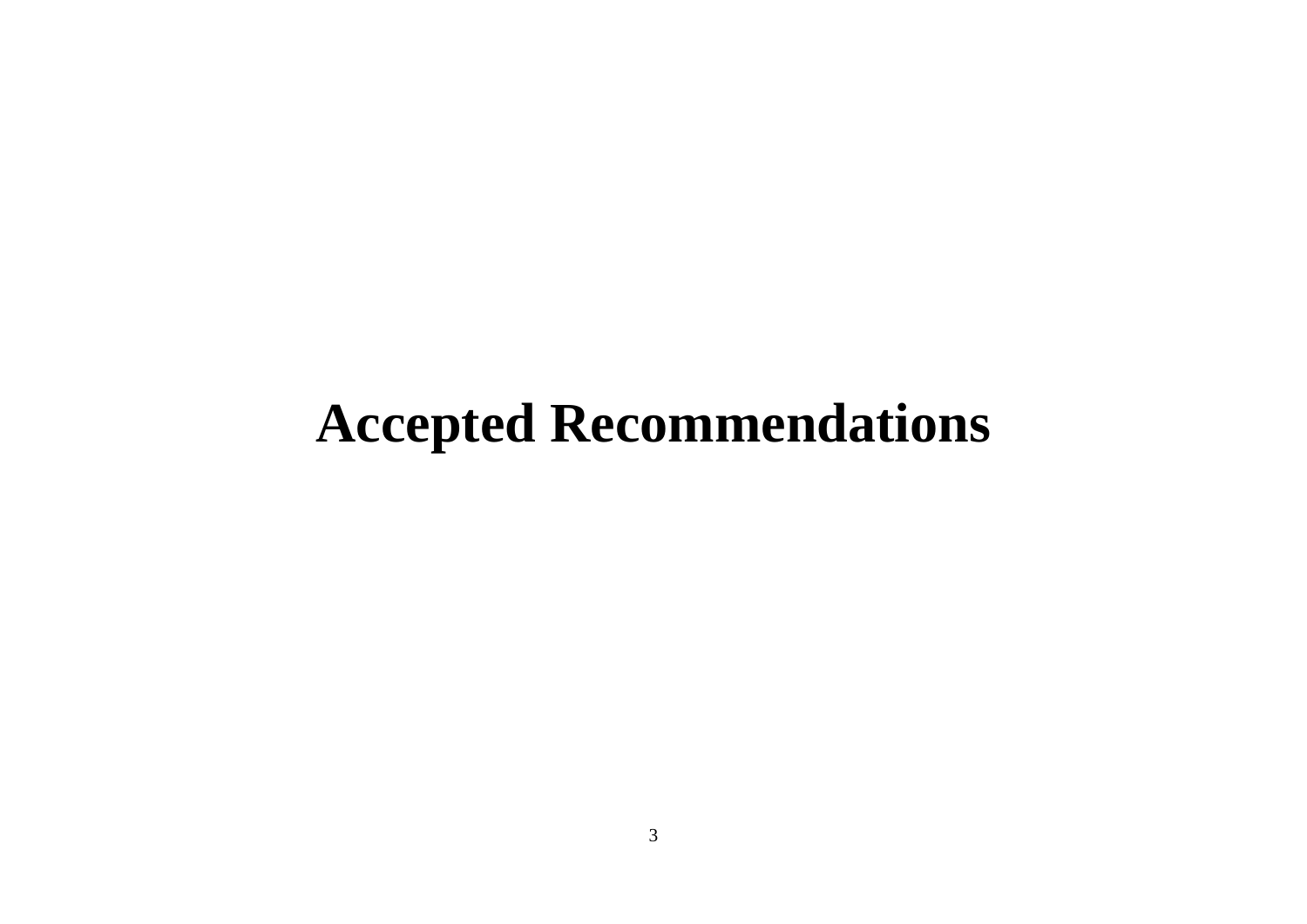# Accepted Recommendations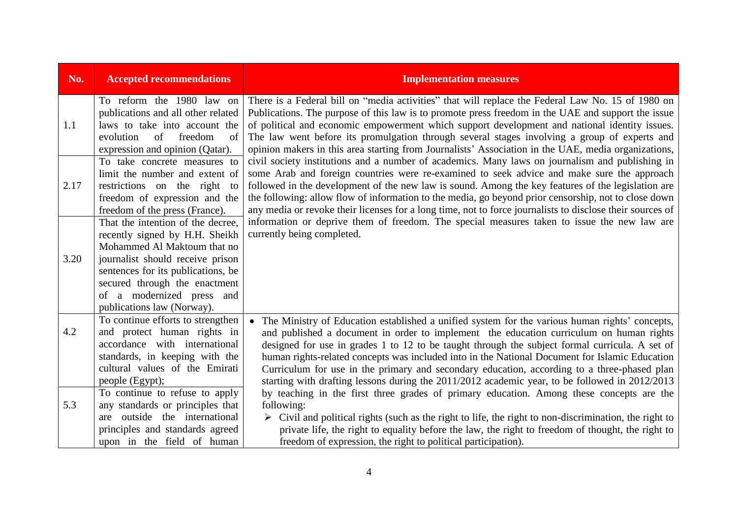| No. | Accepted recommendations | Implementation measures |
|---|---|---|
| 1.1 | To reform the 1980 law on publications and all other related laws to take into account the evolution of freedom of expression and opinion (Qatar). | There is a Federal bill on "media activities" that will replace the Federal Law No. 15 of 1980 on Publications. The purpose of this law is to promote press freedom in the UAE and support the issue of political and economic empowerment which support development and national identity issues. The law went before its promulgation through several stages involving a group of experts and opinion makers in this area starting from Journalists' Association in the UAE, media organizations, civil society institutions and a number of academics. Many laws on journalism and publishing in some Arab and foreign countries were re-examined to seek advice and make sure the approach followed in the development of the new law is sound. Among the key features of the legislation are the following: allow flow of information to the media, go beyond prior censorship, not to close down any media or revoke their licenses for a long time, not to force journalists to disclose their sources of information or deprive them of freedom. The special measures taken to issue the new law are currently being completed. |
| 2.17 | To take concrete measures to limit the number and extent of restrictions on the right to freedom of expression and the freedom of the press (France). | |
| 3.20 | That the intention of the decree, recently signed by H.H. Sheikh Mohammed Al Maktoum that no journalist should receive prison sentences for its publications, be secured through the enactment of a modernized press and publications law (Norway). | |
| 4.2 | To continue efforts to strengthen and protect human rights in accordance with international standards, in keeping with the cultural values of the Emirati people (Egypt); | • The Ministry of Education established a unified system for the various human rights' concepts, and published a document in order to implement the education curriculum on human rights designed for use in grades 1 to 12 to be taught through the subject formal curricula. A set of human rights-related concepts was included into in the National Document for Islamic Education Curriculum for use in the primary and secondary education, according to a three-phased plan starting with drafting lessons during the 2011/2012 academic year, to be followed in 2012/2013 by teaching in the first three grades of primary education. Among these concepts are the following:<br>➢ Civil and political rights (such as the right to life, the right to non-discrimination, the right to private life, the right to equality before the law, the right to freedom of thought, the right to freedom of expression, the right to political participation). |
| 5.3 | To continue to refuse to apply any standards or principles that are outside the international principles and standards agreed upon in the field of human | |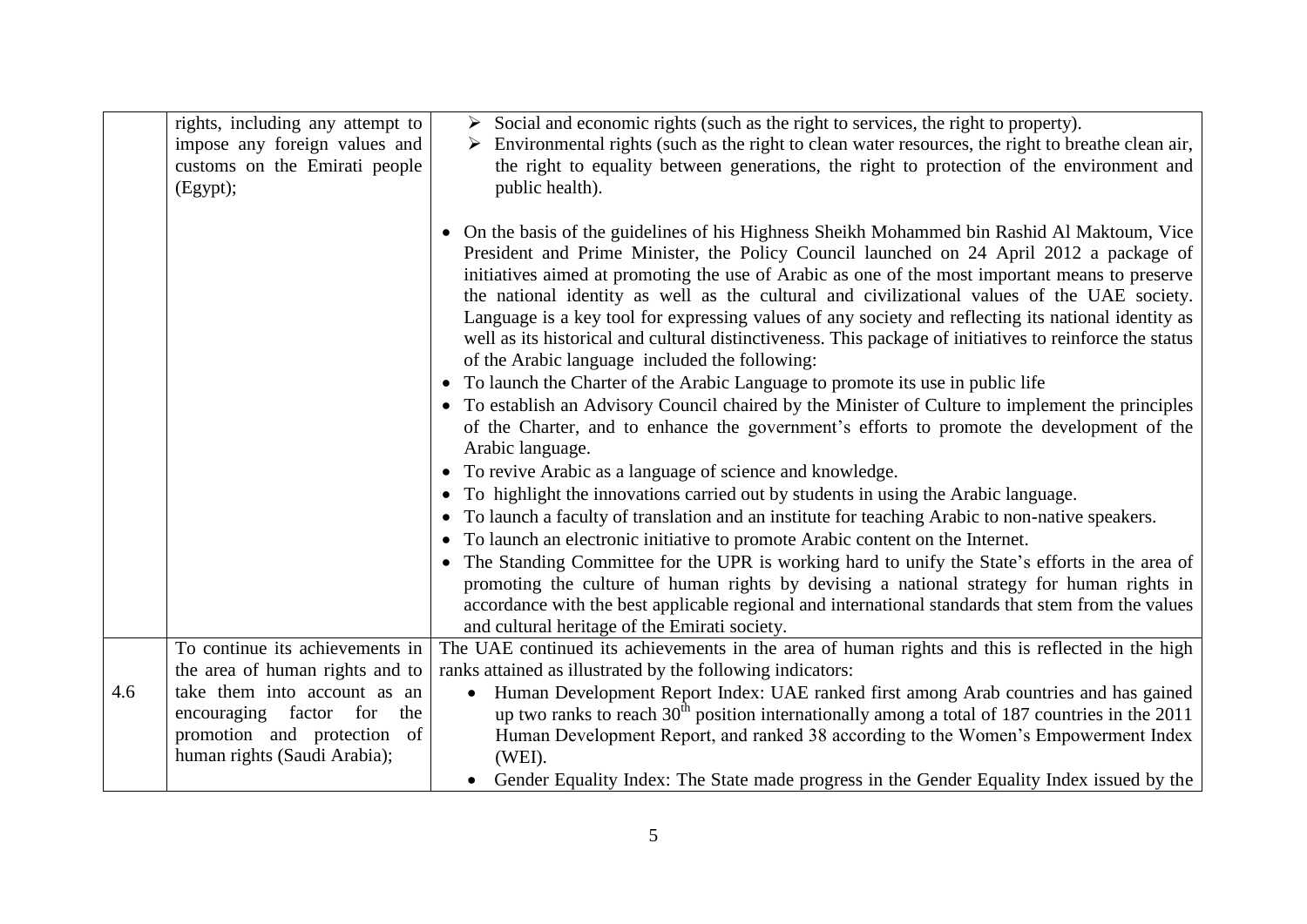| | | |
|---|---|---|
| | rights, including any attempt to impose any foreign values and customs on the Emirati people (Egypt); | ➢ Social and economic rights (such as the right to services, the right to property).<br>➢ Environmental rights (such as the right to clean water resources, the right to breathe clean air, the right to equality between generations, the right to protection of the environment and public health).<br><br>• On the basis of the guidelines of his Highness Sheikh Mohammed bin Rashid Al Maktoum, Vice President and Prime Minister, the Policy Council launched on 24 April 2012 a package of initiatives aimed at promoting the use of Arabic as one of the most important means to preserve the national identity as well as the cultural and civilizational values of the UAE society. Language is a key tool for expressing values of any society and reflecting its national identity as well as its historical and cultural distinctiveness. This package of initiatives to reinforce the status of the Arabic language included the following:<br>• To launch the Charter of the Arabic Language to promote its use in public life<br>• To establish an Advisory Council chaired by the Minister of Culture to implement the principles of the Charter, and to enhance the government's efforts to promote the development of the Arabic language.<br>• To revive Arabic as a language of science and knowledge.<br>• To highlight the innovations carried out by students in using the Arabic language.<br>• To launch a faculty of translation and an institute for teaching Arabic to non-native speakers.<br>• To launch an electronic initiative to promote Arabic content on the Internet.<br>• The Standing Committee for the UPR is working hard to unify the State's efforts in the area of promoting the culture of human rights by devising a national strategy for human rights in accordance with the best applicable regional and international standards that stem from the values and cultural heritage of the Emirati society. |
| 4.6 | To continue its achievements in the area of human rights and to take them into account as an encouraging factor for the promotion and protection of human rights (Saudi Arabia); | The UAE continued its achievements in the area of human rights and this is reflected in the high ranks attained as illustrated by the following indicators:<br>• Human Development Report Index: UAE ranked first among Arab countries and has gained up two ranks to reach 30th position internationally among a total of 187 countries in the 2011 Human Development Report, and ranked 38 according to the Women's Empowerment Index (WEI).<br>• Gender Equality Index: The State made progress in the Gender Equality Index issued by the |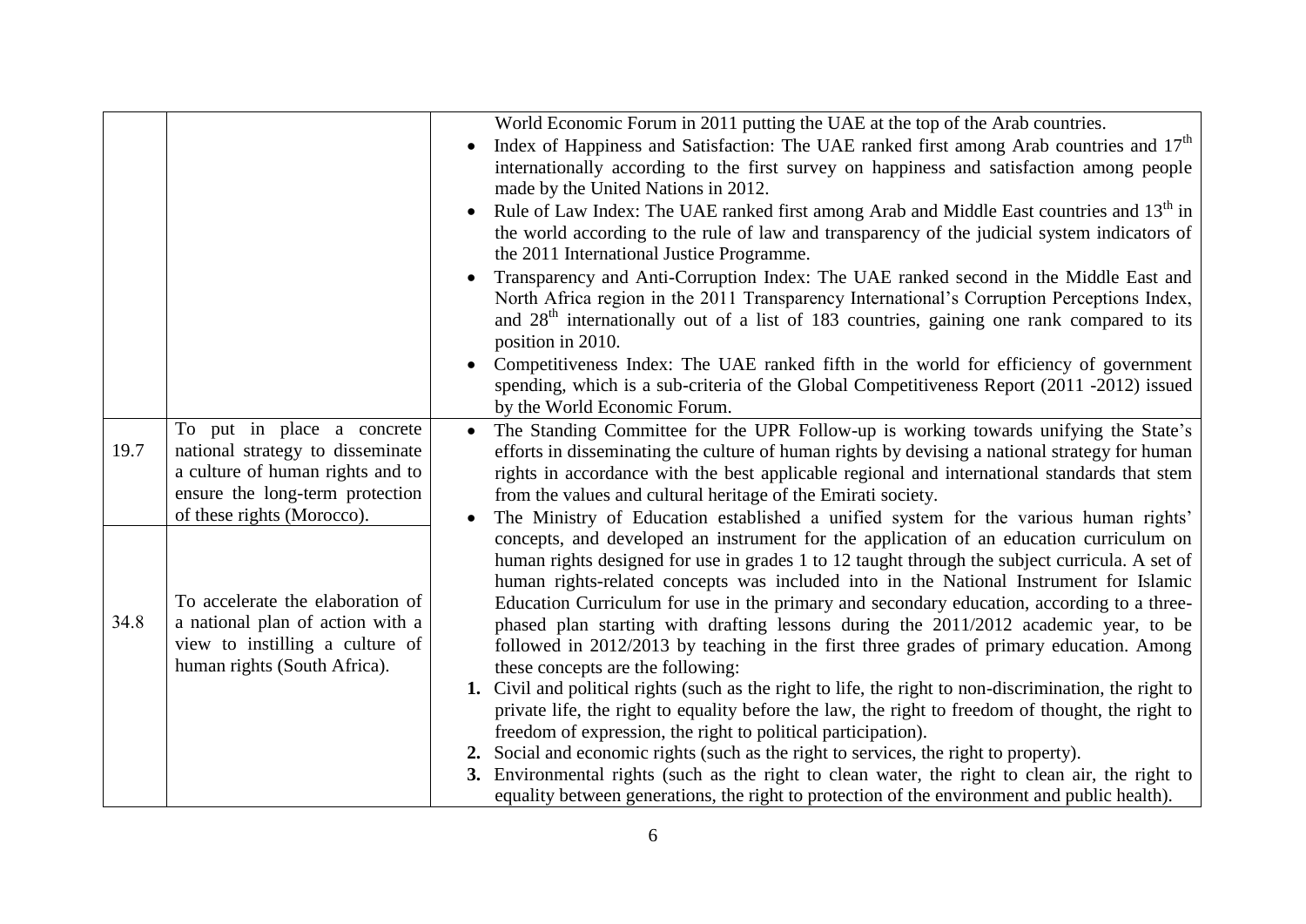| | | |
|---|---|---|
| | | World Economic Forum in 2011 putting the UAE at the top of the Arab countries.<br>• Index of Happiness and Satisfaction: The UAE ranked first among Arab countries and 17th internationally according to the first survey on happiness and satisfaction among people made by the United Nations in 2012.<br>• Rule of Law Index: The UAE ranked first among Arab and Middle East countries and 13th in the world according to the rule of law and transparency of the judicial system indicators of the 2011 International Justice Programme.<br>• Transparency and Anti-Corruption Index: The UAE ranked second in the Middle East and North Africa region in the 2011 Transparency International's Corruption Perceptions Index, and 28th internationally out of a list of 183 countries, gaining one rank compared to its position in 2010.<br>• Competitiveness Index: The UAE ranked fifth in the world for efficiency of government spending, which is a sub-criteria of the Global Competitiveness Report (2011 -2012) issued by the World Economic Forum. |
| 19.7 | To put in place a concrete national strategy to disseminate a culture of human rights and to ensure the long-term protection of these rights (Morocco). | • The Standing Committee for the UPR Follow-up is working towards unifying the State's efforts in disseminating the culture of human rights by devising a national strategy for human rights in accordance with the best applicable regional and international standards that stem from the values and cultural heritage of the Emirati society.<br>• The Ministry of Education established a unified system for the various human rights' concepts, and developed an instrument for the application of an education curriculum on human rights designed for use in grades 1 to 12 taught through the subject curricula. A set of human rights-related concepts was included into in the National Instrument for Islamic Education Curriculum for use in the primary and secondary education, according to a three-phased plan starting with drafting lessons during the 2011/2012 academic year, to be followed in 2012/2013 by teaching in the first three grades of primary education. Among these concepts are the following:<br>**1.** Civil and political rights (such as the right to life, the right to non-discrimination, the right to private life, the right to equality before the law, the right to freedom of thought, the right to freedom of expression, the right to political participation).<br>**2.** Social and economic rights (such as the right to services, the right to property).<br>**3.** Environmental rights (such as the right to clean water, the right to clean air, the right to equality between generations, the right to protection of the environment and public health). |
| 34.8 | To accelerate the elaboration of a national plan of action with a view to instilling a culture of human rights (South Africa). | |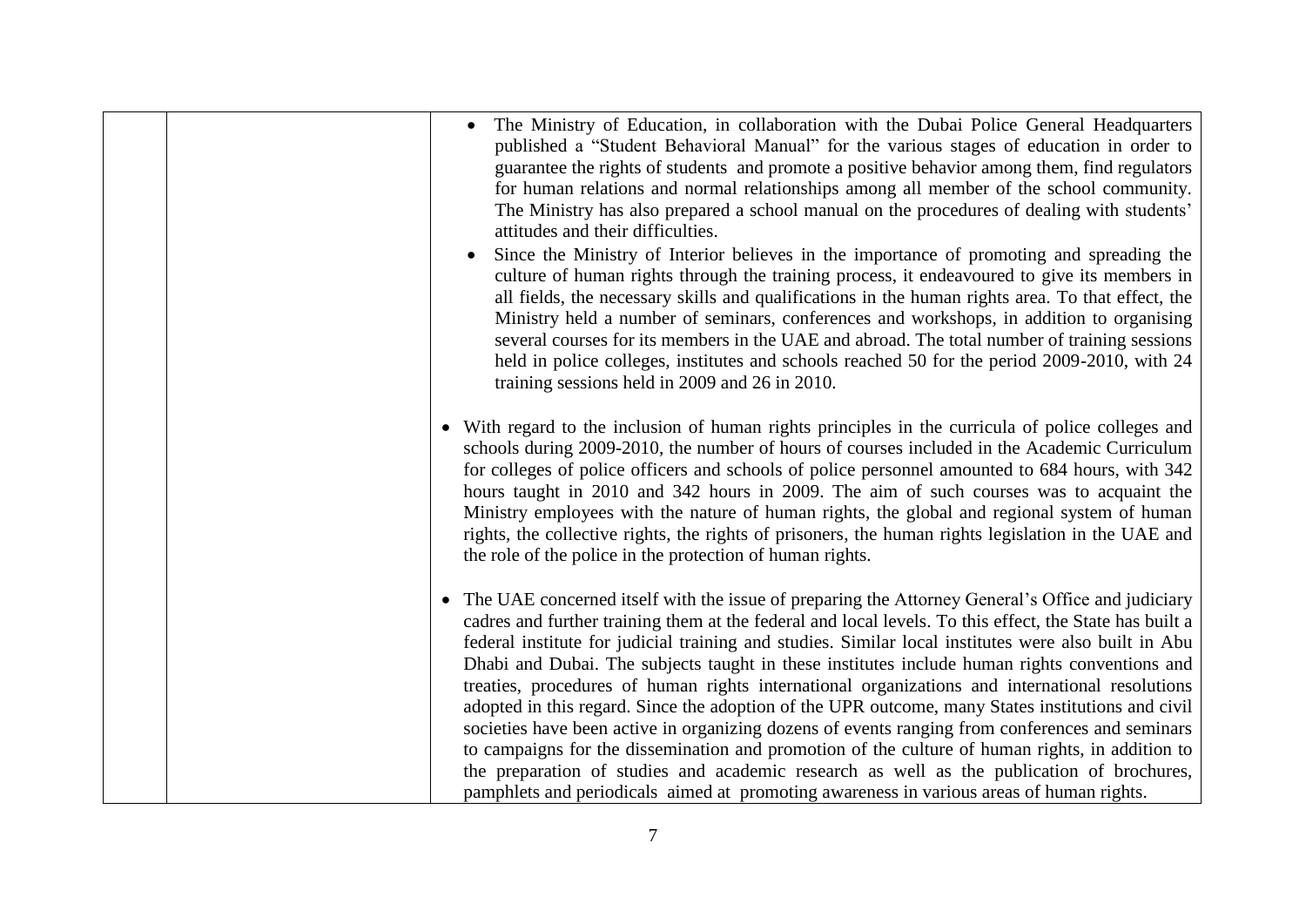| | | • The Ministry of Education, in collaboration with the Dubai Police General Headquarters published a "Student Behavioral Manual" for the various stages of education in order to guarantee the rights of students and promote a positive behavior among them, find regulators for human relations and normal relationships among all member of the school community. The Ministry has also prepared a school manual on the procedures of dealing with students' attitudes and their difficulties.<br>• Since the Ministry of Interior believes in the importance of promoting and spreading the culture of human rights through the training process, it endeavoured to give its members in all fields, the necessary skills and qualifications in the human rights area. To that effect, the Ministry held a number of seminars, conferences and workshops, in addition to organising several courses for its members in the UAE and abroad. The total number of training sessions held in police colleges, institutes and schools reached 50 for the period 2009-2010, with 24 training sessions held in 2009 and 26 in 2010.<br><br>• With regard to the inclusion of human rights principles in the curricula of police colleges and schools during 2009-2010, the number of hours of courses included in the Academic Curriculum for colleges of police officers and schools of police personnel amounted to 684 hours, with 342 hours taught in 2010 and 342 hours in 2009. The aim of such courses was to acquaint the Ministry employees with the nature of human rights, the global and regional system of human rights, the collective rights, the rights of prisoners, the human rights legislation in the UAE and the role of the police in the protection of human rights.<br><br>• The UAE concerned itself with the issue of preparing the Attorney General's Office and judiciary cadres and further training them at the federal and local levels. To this effect, the State has built a federal institute for judicial training and studies. Similar local institutes were also built in Abu Dhabi and Dubai. The subjects taught in these institutes include human rights conventions and treaties, procedures of human rights international organizations and international resolutions adopted in this regard. Since the adoption of the UPR outcome, many States institutions and civil societies have been active in organizing dozens of events ranging from conferences and seminars to campaigns for the dissemination and promotion of the culture of human rights, in addition to the preparation of studies and academic research as well as the publication of brochures, pamphlets and periodicals aimed at promoting awareness in various areas of human rights. |
|---|---|---|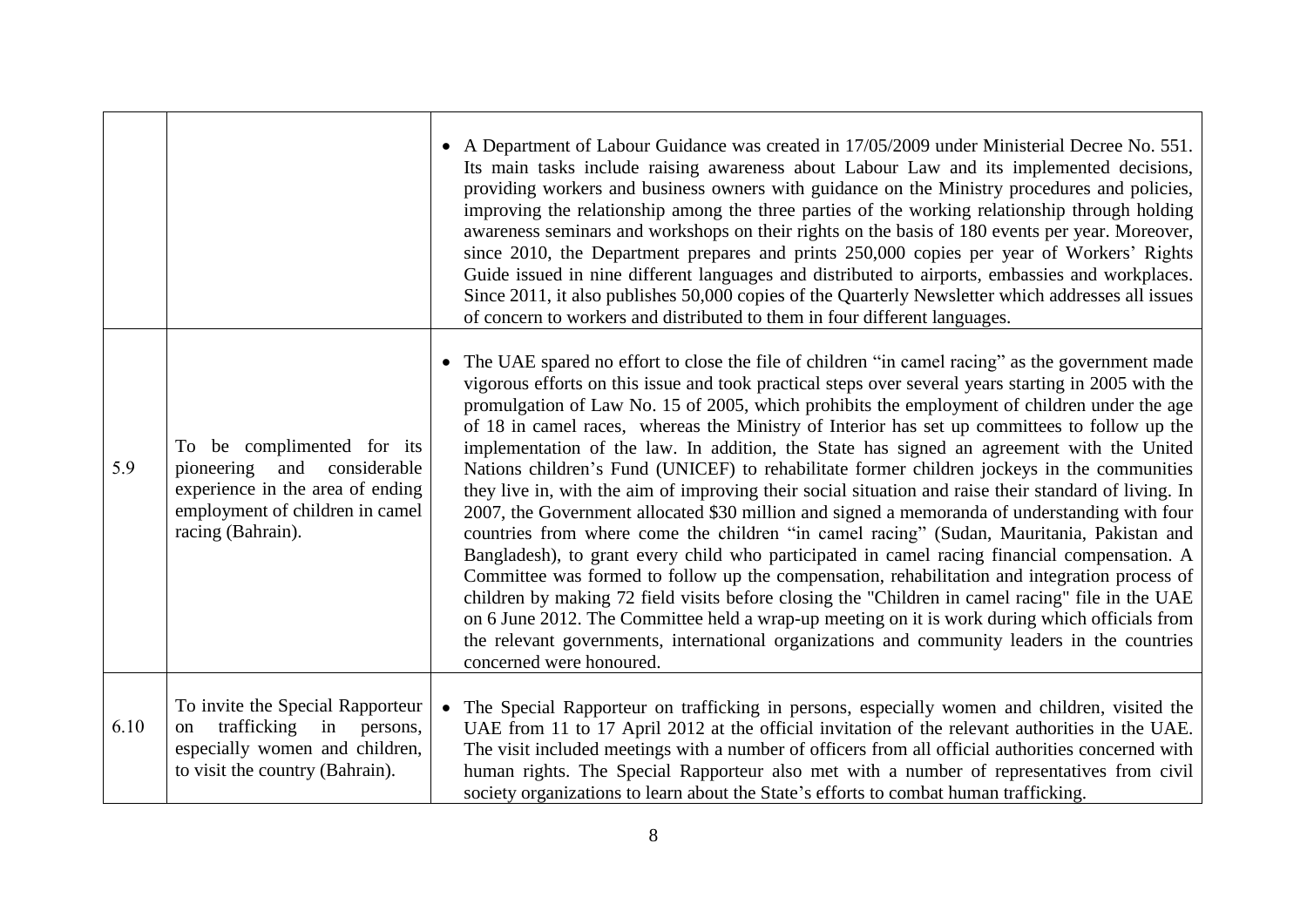| | | |
|---|---|---|
| | | • A Department of Labour Guidance was created in 17/05/2009 under Ministerial Decree No. 551. Its main tasks include raising awareness about Labour Law and its implemented decisions, providing workers and business owners with guidance on the Ministry procedures and policies, improving the relationship among the three parties of the working relationship through holding awareness seminars and workshops on their rights on the basis of 180 events per year. Moreover, since 2010, the Department prepares and prints 250,000 copies per year of Workers' Rights Guide issued in nine different languages and distributed to airports, embassies and workplaces. Since 2011, it also publishes 50,000 copies of the Quarterly Newsletter which addresses all issues of concern to workers and distributed to them in four different languages. |
| 5.9 | To be complimented for its pioneering and considerable experience in the area of ending employment of children in camel racing (Bahrain). | • The UAE spared no effort to close the file of children "in camel racing" as the government made vigorous efforts on this issue and took practical steps over several years starting in 2005 with the promulgation of Law No. 15 of 2005, which prohibits the employment of children under the age of 18 in camel races, whereas the Ministry of Interior has set up committees to follow up the implementation of the law. In addition, the State has signed an agreement with the United Nations children's Fund (UNICEF) to rehabilitate former children jockeys in the communities they live in, with the aim of improving their social situation and raise their standard of living. In 2007, the Government allocated \$30 million and signed a memoranda of understanding with four countries from where come the children "in camel racing" (Sudan, Mauritania, Pakistan and Bangladesh), to grant every child who participated in camel racing financial compensation. A Committee was formed to follow up the compensation, rehabilitation and integration process of children by making 72 field visits before closing the "Children in camel racing" file in the UAE on 6 June 2012. The Committee held a wrap-up meeting on it is work during which officials from the relevant governments, international organizations and community leaders in the countries concerned were honoured. |
| 6.10 | To invite the Special Rapporteur on trafficking in persons, especially women and children, to visit the country (Bahrain). | • The Special Rapporteur on trafficking in persons, especially women and children, visited the UAE from 11 to 17 April 2012 at the official invitation of the relevant authorities in the UAE. The visit included meetings with a number of officers from all official authorities concerned with human rights. The Special Rapporteur also met with a number of representatives from civil society organizations to learn about the State's efforts to combat human trafficking. |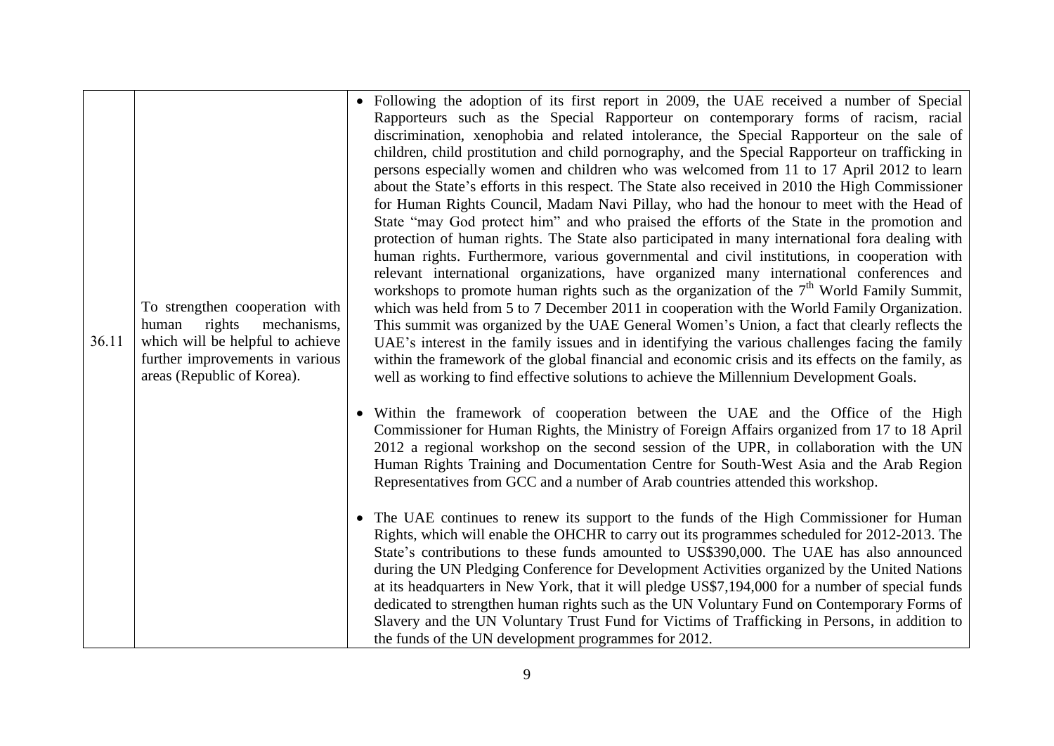| | | |
|---|---|---|
| 36.11 | To strengthen cooperation with human rights mechanisms, which will be helpful to achieve further improvements in various areas (Republic of Korea). | • Following the adoption of its first report in 2009, the UAE received a number of Special Rapporteurs such as the Special Rapporteur on contemporary forms of racism, racial discrimination, xenophobia and related intolerance, the Special Rapporteur on the sale of children, child prostitution and child pornography, and the Special Rapporteur on trafficking in persons especially women and children who was welcomed from 11 to 17 April 2012 to learn about the State's efforts in this respect. The State also received in 2010 the High Commissioner for Human Rights Council, Madam Navi Pillay, who had the honour to meet with the Head of State "may God protect him" and who praised the efforts of the State in the promotion and protection of human rights. The State also participated in many international fora dealing with human rights. Furthermore, various governmental and civil institutions, in cooperation with relevant international organizations, have organized many international conferences and workshops to promote human rights such as the organization of the 7th World Family Summit, which was held from 5 to 7 December 2011 in cooperation with the World Family Organization. This summit was organized by the UAE General Women's Union, a fact that clearly reflects the UAE's interest in the family issues and in identifying the various challenges facing the family within the framework of the global financial and economic crisis and its effects on the family, as well as working to find effective solutions to achieve the Millennium Development Goals.<br><br>• Within the framework of cooperation between the UAE and the Office of the High Commissioner for Human Rights, the Ministry of Foreign Affairs organized from 17 to 18 April 2012 a regional workshop on the second session of the UPR, in collaboration with the UN Human Rights Training and Documentation Centre for South-West Asia and the Arab Region Representatives from GCC and a number of Arab countries attended this workshop.<br><br>• The UAE continues to renew its support to the funds of the High Commissioner for Human Rights, which will enable the OHCHR to carry out its programmes scheduled for 2012-2013. The State's contributions to these funds amounted to US$390,000. The UAE has also announced during the UN Pledging Conference for Development Activities organized by the United Nations at its headquarters in New York, that it will pledge US$7,194,000 for a number of special funds dedicated to strengthen human rights such as the UN Voluntary Fund on Contemporary Forms of Slavery and the UN Voluntary Trust Fund for Victims of Trafficking in Persons, in addition to the funds of the UN development programmes for 2012. |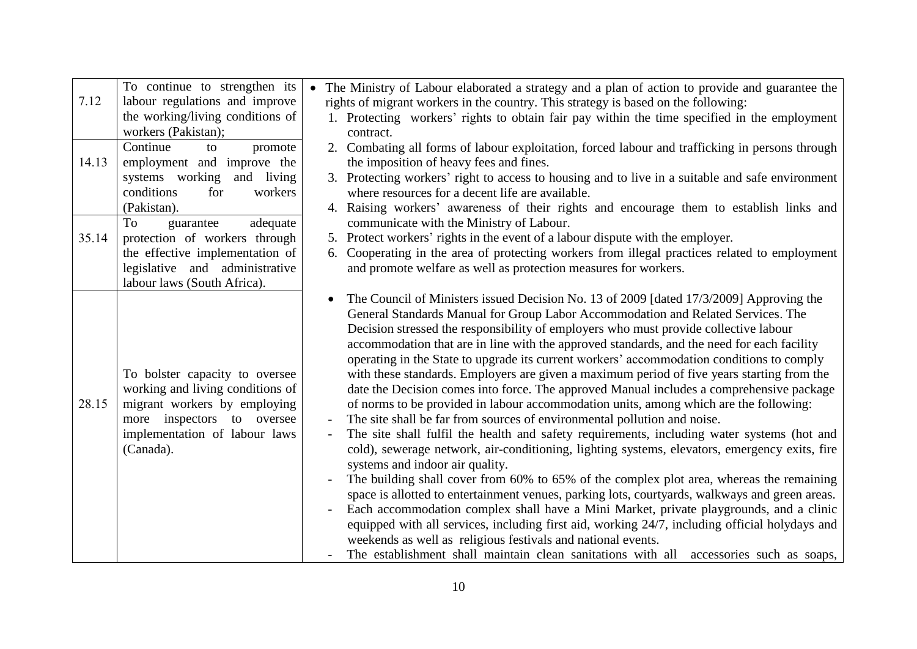| | | |
|---|---|---|
| 7.12 | To continue to strengthen its labour regulations and improve the working/living conditions of workers (Pakistan); | • The Ministry of Labour elaborated a strategy and a plan of action to provide and guarantee the rights of migrant workers in the country. This strategy is based on the following:<br>1. Protecting workers' rights to obtain fair pay within the time specified in the employment contract.<br>2. Combating all forms of labour exploitation, forced labour and trafficking in persons through the imposition of heavy fees and fines.<br>3. Protecting workers' right to access to housing and to live in a suitable and safe environment where resources for a decent life are available.<br>4. Raising workers' awareness of their rights and encourage them to establish links and communicate with the Ministry of Labour.<br>5. Protect workers' rights in the event of a labour dispute with the employer.<br>6. Cooperating in the area of protecting workers from illegal practices related to employment and promote welfare as well as protection measures for workers.<br><br>• The Council of Ministers issued Decision No. 13 of 2009 [dated 17/3/2009] Approving the General Standards Manual for Group Labor Accommodation and Related Services. The Decision stressed the responsibility of employers who must provide collective labour accommodation that are in line with the approved standards, and the need for each facility operating in the State to upgrade its current workers' accommodation conditions to comply with these standards. Employers are given a maximum period of five years starting from the date the Decision comes into force. The approved Manual includes a comprehensive package of norms to be provided in labour accommodation units, among which are the following:<br>- The site shall be far from sources of environmental pollution and noise.<br>- The site shall fulfil the health and safety requirements, including water systems (hot and cold), sewerage network, air-conditioning, lighting systems, elevators, emergency exits, fire systems and indoor air quality.<br>- The building shall cover from 60% to 65% of the complex plot area, whereas the remaining space is allotted to entertainment venues, parking lots, courtyards, walkways and green areas.<br>- Each accommodation complex shall have a Mini Market, private playgrounds, and a clinic equipped with all services, including first aid, working 24/7, including official holydays and weekends as well as religious festivals and national events.<br>- The establishment shall maintain clean sanitations with all accessories such as soaps, |
| 14.13 | Continue to promote employment and improve the systems working and living conditions for workers (Pakistan). | |
| 35.14 | To guarantee adequate protection of workers through the effective implementation of legislative and administrative labour laws (South Africa). | |
| 28.15 | To bolster capacity to oversee working and living conditions of migrant workers by employing more inspectors to oversee implementation of labour laws (Canada). | |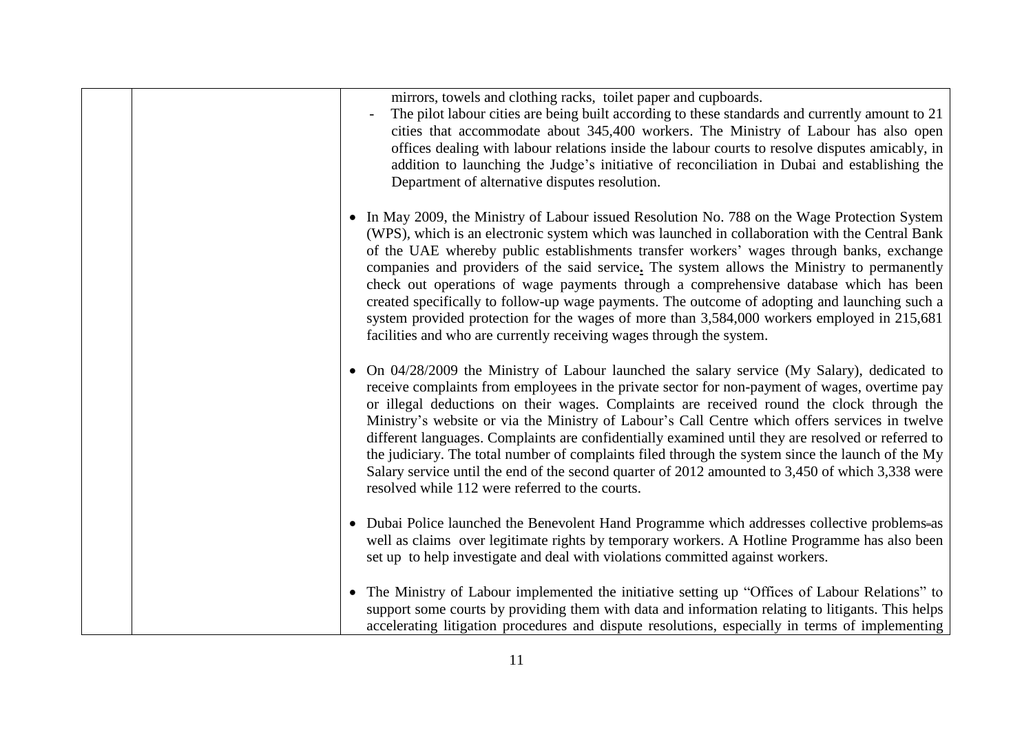| | | mirrors, towels and clothing racks, toilet paper and cupboards.<br>- The pilot labour cities are being built according to these standards and currently amount to 21 cities that accommodate about 345,400 workers. The Ministry of Labour has also open offices dealing with labour relations inside the labour courts to resolve disputes amicably, in addition to launching the Judge's initiative of reconciliation in Dubai and establishing the Department of alternative disputes resolution.<br><br>• In May 2009, the Ministry of Labour issued Resolution No. 788 on the Wage Protection System (WPS), which is an electronic system which was launched in collaboration with the Central Bank of the UAE whereby public establishments transfer workers' wages through banks, exchange companies and providers of the said service. The system allows the Ministry to permanently check out operations of wage payments through a comprehensive database which has been created specifically to follow-up wage payments. The outcome of adopting and launching such a system provided protection for the wages of more than 3,584,000 workers employed in 215,681 facilities and who are currently receiving wages through the system.<br><br>• On 04/28/2009 the Ministry of Labour launched the salary service (My Salary), dedicated to receive complaints from employees in the private sector for non-payment of wages, overtime pay or illegal deductions on their wages. Complaints are received round the clock through the Ministry's website or via the Ministry of Labour's Call Centre which offers services in twelve different languages. Complaints are confidentially examined until they are resolved or referred to the judiciary. The total number of complaints filed through the system since the launch of the My Salary service until the end of the second quarter of 2012 amounted to 3,450 of which 3,338 were resolved while 112 were referred to the courts.<br><br>• Dubai Police launched the Benevolent Hand Programme which addresses collective problems as well as claims over legitimate rights by temporary workers. A Hotline Programme has also been set up to help investigate and deal with violations committed against workers.<br><br>• The Ministry of Labour implemented the initiative setting up "Offices of Labour Relations" to support some courts by providing them with data and information relating to litigants. This helps accelerating litigation procedures and dispute resolutions, especially in terms of implementing |
|---|---|---|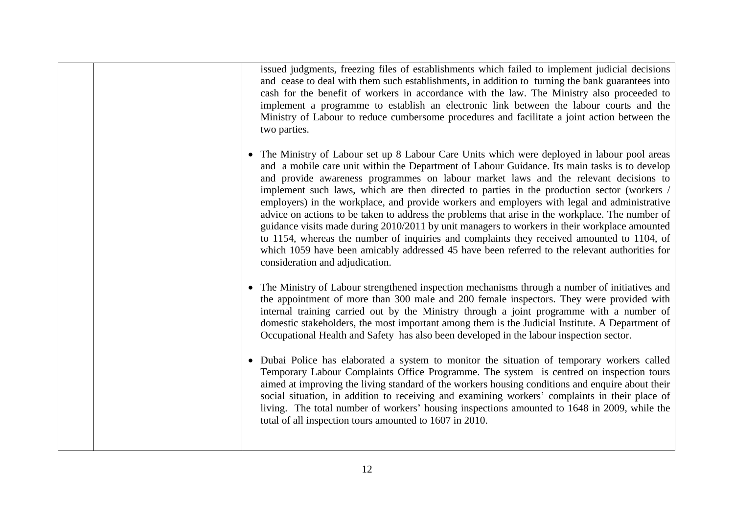| | | |
|---|---|---|
| | | issued judgments, freezing files of establishments which failed to implement judicial decisions and cease to deal with them such establishments, in addition to turning the bank guarantees into cash for the benefit of workers in accordance with the law. The Ministry also proceeded to implement a programme to establish an electronic link between the labour courts and the Ministry of Labour to reduce cumbersome procedures and facilitate a joint action between the two parties.<br><br>• The Ministry of Labour set up 8 Labour Care Units which were deployed in labour pool areas and a mobile care unit within the Department of Labour Guidance. Its main tasks is to develop and provide awareness programmes on labour market laws and the relevant decisions to implement such laws, which are then directed to parties in the production sector (workers / employers) in the workplace, and provide workers and employers with legal and administrative advice on actions to be taken to address the problems that arise in the workplace. The number of guidance visits made during 2010/2011 by unit managers to workers in their workplace amounted to 1154, whereas the number of inquiries and complaints they received amounted to 1104, of which 1059 have been amicably addressed 45 have been referred to the relevant authorities for consideration and adjudication.<br><br>• The Ministry of Labour strengthened inspection mechanisms through a number of initiatives and the appointment of more than 300 male and 200 female inspectors. They were provided with internal training carried out by the Ministry through a joint programme with a number of domestic stakeholders, the most important among them is the Judicial Institute. A Department of Occupational Health and Safety has also been developed in the labour inspection sector.<br><br>• Dubai Police has elaborated a system to monitor the situation of temporary workers called Temporary Labour Complaints Office Programme. The system is centred on inspection tours aimed at improving the living standard of the workers housing conditions and enquire about their social situation, in addition to receiving and examining workers' complaints in their place of living. The total number of workers' housing inspections amounted to 1648 in 2009, while the total of all inspection tours amounted to 1607 in 2010. |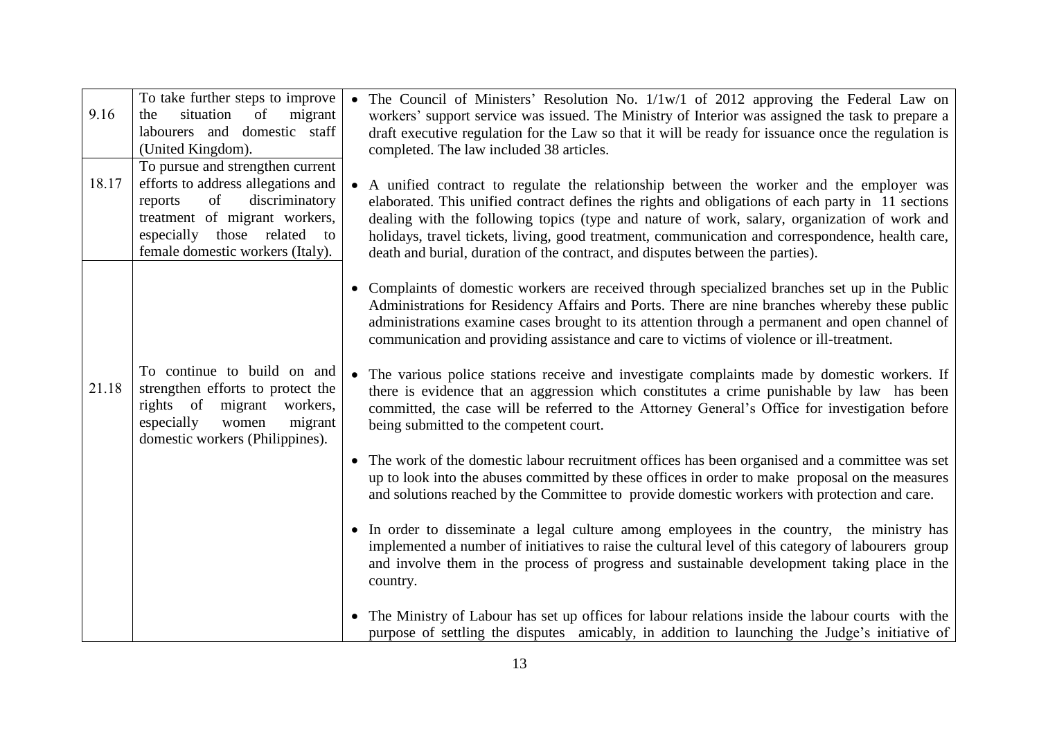| | | |
|---|---|---|
| 9.16 | To take further steps to improve the situation of migrant labourers and domestic staff (United Kingdom). | • The Council of Ministers' Resolution No. 1/1w/1 of 2012 approving the Federal Law on workers' support service was issued. The Ministry of Interior was assigned the task to prepare a draft executive regulation for the Law so that it will be ready for issuance once the regulation is completed. The law included 38 articles.<br><br>• A unified contract to regulate the relationship between the worker and the employer was elaborated. This unified contract defines the rights and obligations of each party in 11 sections dealing with the following topics (type and nature of work, salary, organization of work and holidays, travel tickets, living, good treatment, communication and correspondence, health care, death and burial, duration of the contract, and disputes between the parties).<br><br>• Complaints of domestic workers are received through specialized branches set up in the Public Administrations for Residency Affairs and Ports. There are nine branches whereby these public administrations examine cases brought to its attention through a permanent and open channel of communication and providing assistance and care to victims of violence or ill-treatment.<br><br>• The various police stations receive and investigate complaints made by domestic workers. If there is evidence that an aggression which constitutes a crime punishable by law has been committed, the case will be referred to the Attorney General's Office for investigation before being submitted to the competent court.<br><br>• The work of the domestic labour recruitment offices has been organised and a committee was set up to look into the abuses committed by these offices in order to make proposal on the measures and solutions reached by the Committee to provide domestic workers with protection and care.<br><br>• In order to disseminate a legal culture among employees in the country, the ministry has implemented a number of initiatives to raise the cultural level of this category of labourers group and involve them in the process of progress and sustainable development taking place in the country.<br><br>• The Ministry of Labour has set up offices for labour relations inside the labour courts with the purpose of settling the disputes amicably, in addition to launching the Judge's initiative of |
| 18.17 | To pursue and strengthen current efforts to address allegations and reports of discriminatory treatment of migrant workers, especially those related to female domestic workers (Italy). | |
| 21.18 | To continue to build on and strengthen efforts to protect the rights of migrant workers, especially women migrant domestic workers (Philippines). | |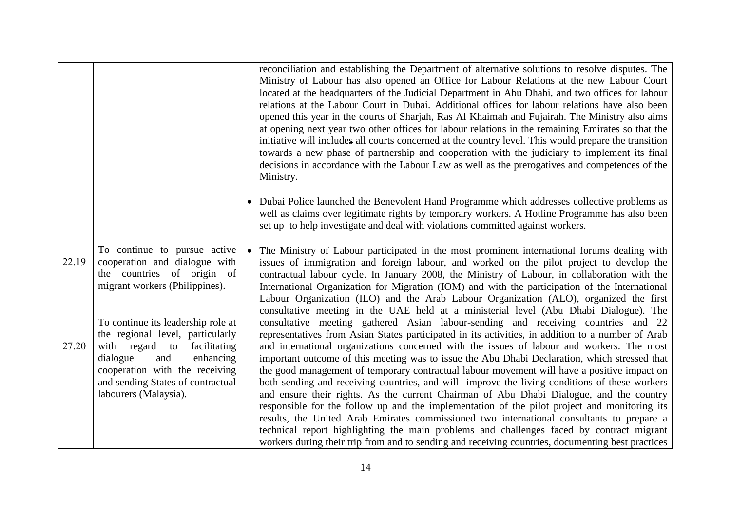| | | |
|---|---|---|
| | | reconciliation and establishing the Department of alternative solutions to resolve disputes. The Ministry of Labour has also opened an Office for Labour Relations at the new Labour Court located at the headquarters of the Judicial Department in Abu Dhabi, and two offices for labour relations at the Labour Court in Dubai. Additional offices for labour relations have also been opened this year in the courts of Sharjah, Ras Al Khaimah and Fujairah. The Ministry also aims at opening next year two other offices for labour relations in the remaining Emirates so that the initiative will includes all courts concerned at the country level. This would prepare the transition towards a new phase of partnership and cooperation with the judiciary to implement its final decisions in accordance with the Labour Law as well as the prerogatives and competences of the Ministry.<br><br>• Dubai Police launched the Benevolent Hand Programme which addresses collective problems as well as claims over legitimate rights by temporary workers. A Hotline Programme has also been set up to help investigate and deal with violations committed against workers. |
| 22.19 | To continue to pursue active cooperation and dialogue with the countries of origin of migrant workers (Philippines). | • The Ministry of Labour participated in the most prominent international forums dealing with issues of immigration and foreign labour, and worked on the pilot project to develop the contractual labour cycle. In January 2008, the Ministry of Labour, in collaboration with the International Organization for Migration (IOM) and with the participation of the International Labour Organization (ILO) and the Arab Labour Organization (ALO), organized the first consultative meeting in the UAE held at a ministerial level (Abu Dhabi Dialogue). The consultative meeting gathered Asian labour-sending and receiving countries and 22 representatives from Asian States participated in its activities, in addition to a number of Arab and international organizations concerned with the issues of labour and workers. The most important outcome of this meeting was to issue the Abu Dhabi Declaration, which stressed that the good management of temporary contractual labour movement will have a positive impact on both sending and receiving countries, and will improve the living conditions of these workers and ensure their rights. As the current Chairman of Abu Dhabi Dialogue, and the country responsible for the follow up and the implementation of the pilot project and monitoring its results, the United Arab Emirates commissioned two international consultants to prepare a technical report highlighting the main problems and challenges faced by contract migrant workers during their trip from and to sending and receiving countries, documenting best practices |
| 27.20 | To continue its leadership role at the regional level, particularly with regard to facilitating dialogue and enhancing cooperation with the receiving and sending States of contractual labourers (Malaysia). | |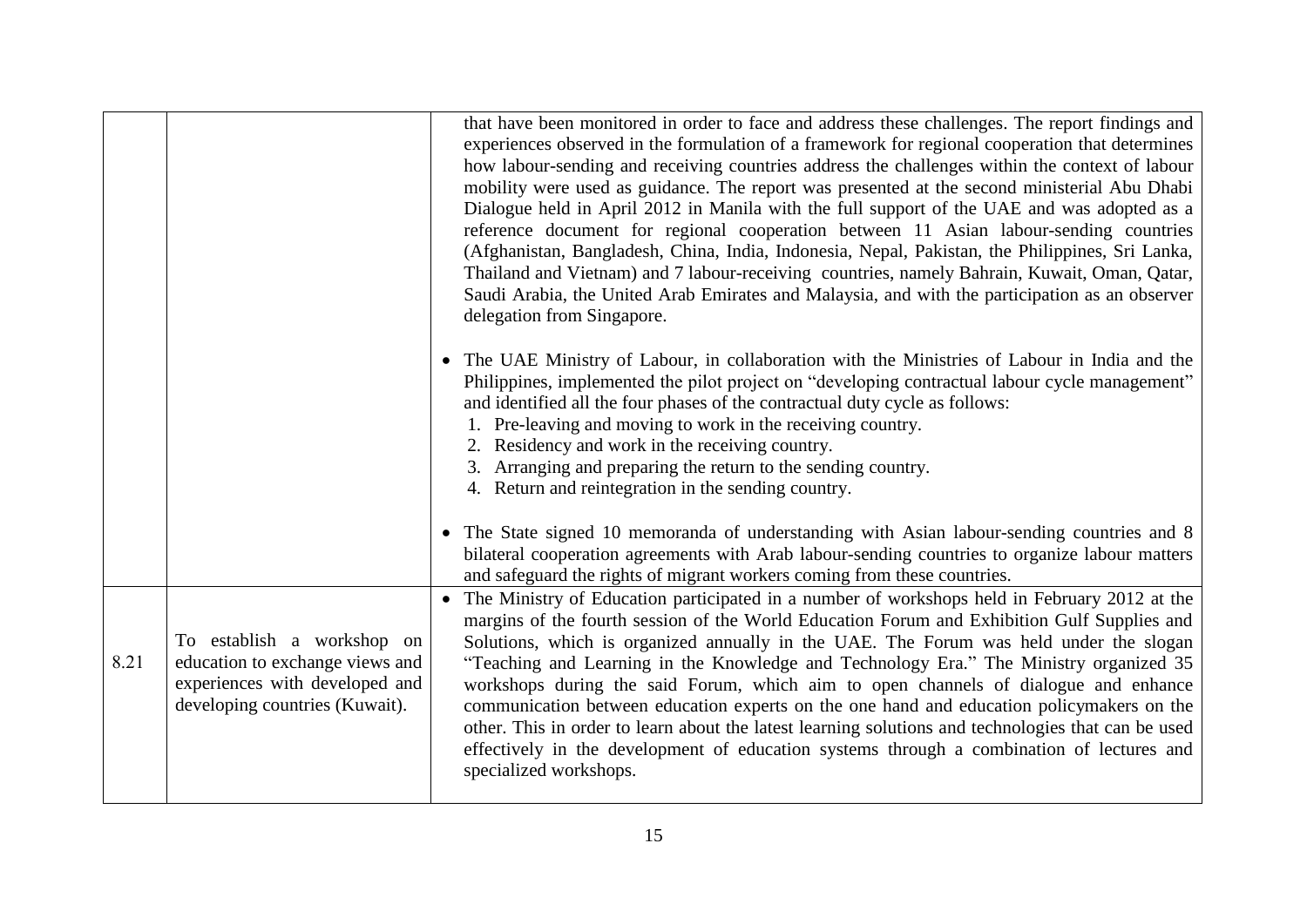| | | |
|---|---|---|
| | | that have been monitored in order to face and address these challenges. The report findings and experiences observed in the formulation of a framework for regional cooperation that determines how labour-sending and receiving countries address the challenges within the context of labour mobility were used as guidance. The report was presented at the second ministerial Abu Dhabi Dialogue held in April 2012 in Manila with the full support of the UAE and was adopted as a reference document for regional cooperation between 11 Asian labour-sending countries (Afghanistan, Bangladesh, China, India, Indonesia, Nepal, Pakistan, the Philippines, Sri Lanka, Thailand and Vietnam) and 7 labour-receiving countries, namely Bahrain, Kuwait, Oman, Qatar, Saudi Arabia, the United Arab Emirates and Malaysia, and with the participation as an observer delegation from Singapore.<br><br>• The UAE Ministry of Labour, in collaboration with the Ministries of Labour in India and the Philippines, implemented the pilot project on "developing contractual labour cycle management" and identified all the four phases of the contractual duty cycle as follows:<br>1. Pre-leaving and moving to work in the receiving country.<br>2. Residency and work in the receiving country.<br>3. Arranging and preparing the return to the sending country.<br>4. Return and reintegration in the sending country.<br><br>• The State signed 10 memoranda of understanding with Asian labour-sending countries and 8 bilateral cooperation agreements with Arab labour-sending countries to organize labour matters and safeguard the rights of migrant workers coming from these countries. |
| 8.21 | To establish a workshop on education to exchange views and experiences with developed and developing countries (Kuwait). | • The Ministry of Education participated in a number of workshops held in February 2012 at the margins of the fourth session of the World Education Forum and Exhibition Gulf Supplies and Solutions, which is organized annually in the UAE. The Forum was held under the slogan "Teaching and Learning in the Knowledge and Technology Era." The Ministry organized 35 workshops during the said Forum, which aim to open channels of dialogue and enhance communication between education experts on the one hand and education policymakers on the other. This in order to learn about the latest learning solutions and technologies that can be used effectively in the development of education systems through a combination of lectures and specialized workshops. |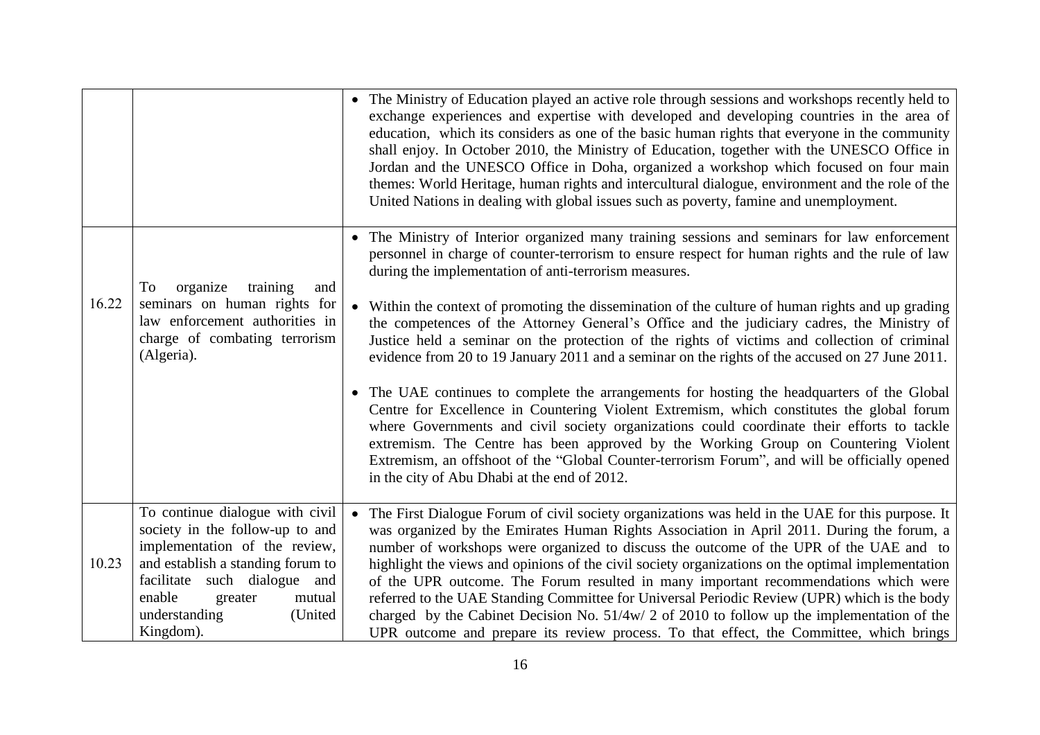| | | |
|---|---|---|
| | | • The Ministry of Education played an active role through sessions and workshops recently held to exchange experiences and expertise with developed and developing countries in the area of education, which its considers as one of the basic human rights that everyone in the community shall enjoy. In October 2010, the Ministry of Education, together with the UNESCO Office in Jordan and the UNESCO Office in Doha, organized a workshop which focused on four main themes: World Heritage, human rights and intercultural dialogue, environment and the role of the United Nations in dealing with global issues such as poverty, famine and unemployment. |
| 16.22 | To organize training and seminars on human rights for law enforcement authorities in charge of combating terrorism (Algeria). | • The Ministry of Interior organized many training sessions and seminars for law enforcement personnel in charge of counter-terrorism to ensure respect for human rights and the rule of law during the implementation of anti-terrorism measures.<br><br>• Within the context of promoting the dissemination of the culture of human rights and up grading the competences of the Attorney General's Office and the judiciary cadres, the Ministry of Justice held a seminar on the protection of the rights of victims and collection of criminal evidence from 20 to 19 January 2011 and a seminar on the rights of the accused on 27 June 2011.<br><br>• The UAE continues to complete the arrangements for hosting the headquarters of the Global Centre for Excellence in Countering Violent Extremism, which constitutes the global forum where Governments and civil society organizations could coordinate their efforts to tackle extremism. The Centre has been approved by the Working Group on Countering Violent Extremism, an offshoot of the "Global Counter-terrorism Forum", and will be officially opened in the city of Abu Dhabi at the end of 2012. |
| 10.23 | To continue dialogue with civil society in the follow-up to and implementation of the review, and establish a standing forum to facilitate such dialogue and enable greater mutual understanding (United Kingdom). | • The First Dialogue Forum of civil society organizations was held in the UAE for this purpose. It was organized by the Emirates Human Rights Association in April 2011. During the forum, a number of workshops were organized to discuss the outcome of the UPR of the UAE and to highlight the views and opinions of the civil society organizations on the optimal implementation of the UPR outcome. The Forum resulted in many important recommendations which were referred to the UAE Standing Committee for Universal Periodic Review (UPR) which is the body charged by the Cabinet Decision No. 51/4w/ 2 of 2010 to follow up the implementation of the UPR outcome and prepare its review process. To that effect, the Committee, which brings |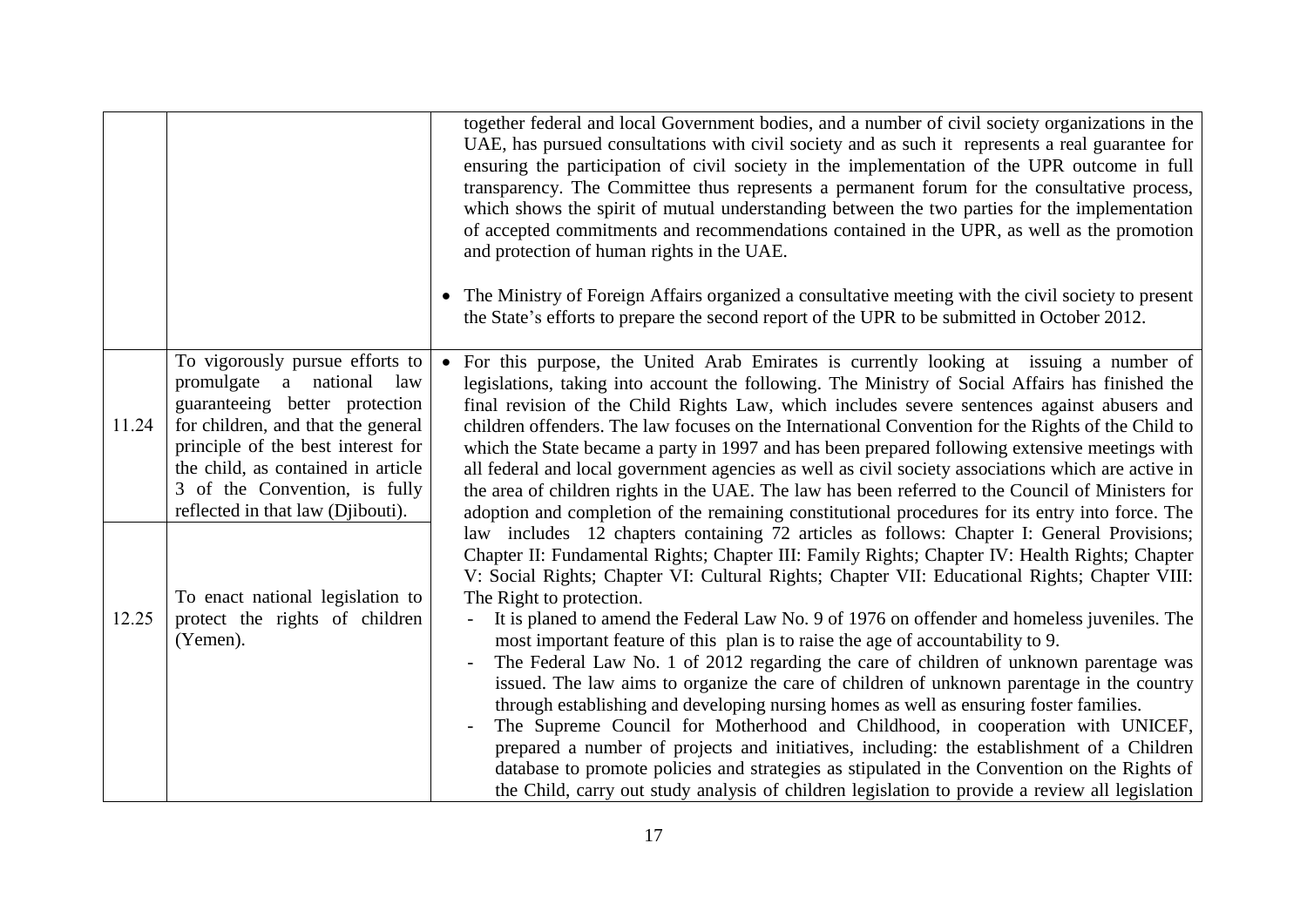| | | |
|---|---|---|
| | | together federal and local Government bodies, and a number of civil society organizations in the UAE, has pursued consultations with civil society and as such it represents a real guarantee for ensuring the participation of civil society in the implementation of the UPR outcome in full transparency. The Committee thus represents a permanent forum for the consultative process, which shows the spirit of mutual understanding between the two parties for the implementation of accepted commitments and recommendations contained in the UPR, as well as the promotion and protection of human rights in the UAE.<br><br>• The Ministry of Foreign Affairs organized a consultative meeting with the civil society to present the State's efforts to prepare the second report of the UPR to be submitted in October 2012. |
| 11.24 | To vigorously pursue efforts to promulgate a national law guaranteeing better protection for children, and that the general principle of the best interest for the child, as contained in article 3 of the Convention, is fully reflected in that law (Djibouti). | • For this purpose, the United Arab Emirates is currently looking at issuing a number of legislations, taking into account the following. The Ministry of Social Affairs has finished the final revision of the Child Rights Law, which includes severe sentences against abusers and children offenders. The law focuses on the International Convention for the Rights of the Child to which the State became a party in 1997 and has been prepared following extensive meetings with all federal and local government agencies as well as civil society associations which are active in the area of children rights in the UAE. The law has been referred to the Council of Ministers for adoption and completion of the remaining constitutional procedures for its entry into force. The law includes 12 chapters containing 72 articles as follows: Chapter I: General Provisions; Chapter II: Fundamental Rights; Chapter III: Family Rights; Chapter IV: Health Rights; Chapter V: Social Rights; Chapter VI: Cultural Rights; Chapter VII: Educational Rights; Chapter VIII: The Right to protection.<br>- It is planed to amend the Federal Law No. 9 of 1976 on offender and homeless juveniles. The most important feature of this plan is to raise the age of accountability to 9.<br>- The Federal Law No. 1 of 2012 regarding the care of children of unknown parentage was issued. The law aims to organize the care of children of unknown parentage in the country through establishing and developing nursing homes as well as ensuring foster families.<br>- The Supreme Council for Motherhood and Childhood, in cooperation with UNICEF, prepared a number of projects and initiatives, including: the establishment of a Children database to promote policies and strategies as stipulated in the Convention on the Rights of the Child, carry out study analysis of children legislation to provide a review all legislation |
| 12.25 | To enact national legislation to protect the rights of children (Yemen). | |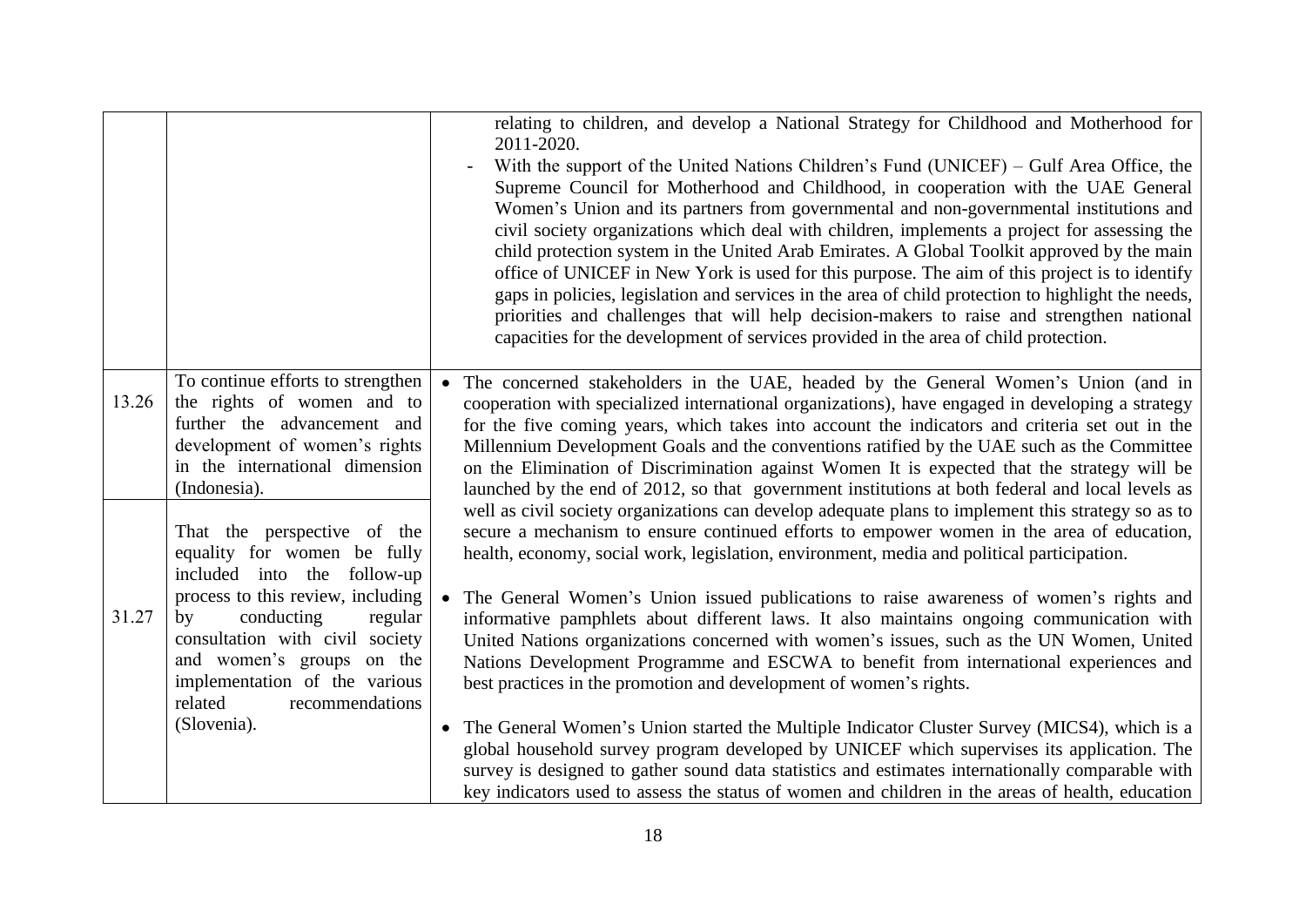| | | |
|---|---|---|
| | | relating to children, and develop a National Strategy for Childhood and Motherhood for 2011-2020.<br>- With the support of the United Nations Children's Fund (UNICEF) – Gulf Area Office, the Supreme Council for Motherhood and Childhood, in cooperation with the UAE General Women's Union and its partners from governmental and non-governmental institutions and civil society organizations which deal with children, implements a project for assessing the child protection system in the United Arab Emirates. A Global Toolkit approved by the main office of UNICEF in New York is used for this purpose. The aim of this project is to identify gaps in policies, legislation and services in the area of child protection to highlight the needs, priorities and challenges that will help decision-makers to raise and strengthen national capacities for the development of services provided in the area of child protection. |
| 13.26 | To continue efforts to strengthen the rights of women and to further the advancement and development of women's rights in the international dimension (Indonesia). | • The concerned stakeholders in the UAE, headed by the General Women's Union (and in cooperation with specialized international organizations), have engaged in developing a strategy for the five coming years, which takes into account the indicators and criteria set out in the Millennium Development Goals and the conventions ratified by the UAE such as the Committee on the Elimination of Discrimination against Women It is expected that the strategy will be launched by the end of 2012, so that government institutions at both federal and local levels as well as civil society organizations can develop adequate plans to implement this strategy so as to secure a mechanism to ensure continued efforts to empower women in the area of education, health, economy, social work, legislation, environment, media and political participation.<br>• The General Women's Union issued publications to raise awareness of women's rights and informative pamphlets about different laws. It also maintains ongoing communication with United Nations organizations concerned with women's issues, such as the UN Women, United Nations Development Programme and ESCWA to benefit from international experiences and best practices in the promotion and development of women's rights.<br>• The General Women's Union started the Multiple Indicator Cluster Survey (MICS4), which is a global household survey program developed by UNICEF which supervises its application. The survey is designed to gather sound data statistics and estimates internationally comparable with key indicators used to assess the status of women and children in the areas of health, education |
| 31.27 | That the perspective of the equality for women be fully included into the follow-up process to this review, including by conducting regular consultation with civil society and women's groups on the implementation of the various related recommendations (Slovenia). | |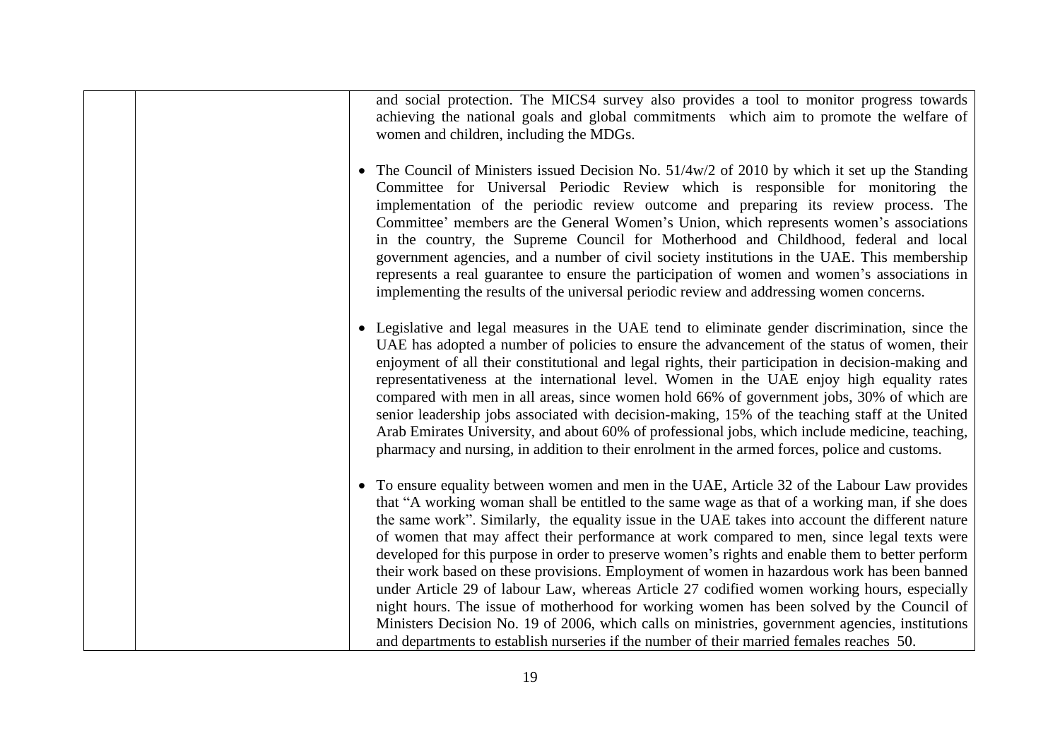|  |  | and social protection. The MICS4 survey also provides a tool to monitor progress towards achieving the national goals and global commitments which aim to promote the welfare of women and children, including the MDGs.<br><br>• The Council of Ministers issued Decision No. 51/4w/2 of 2010 by which it set up the Standing Committee for Universal Periodic Review which is responsible for monitoring the implementation of the periodic review outcome and preparing its review process. The Committee' members are the General Women's Union, which represents women's associations in the country, the Supreme Council for Motherhood and Childhood, federal and local government agencies, and a number of civil society institutions in the UAE. This membership represents a real guarantee to ensure the participation of women and women's associations in implementing the results of the universal periodic review and addressing women concerns.<br><br>• Legislative and legal measures in the UAE tend to eliminate gender discrimination, since the UAE has adopted a number of policies to ensure the advancement of the status of women, their enjoyment of all their constitutional and legal rights, their participation in decision-making and representativeness at the international level. Women in the UAE enjoy high equality rates compared with men in all areas, since women hold 66% of government jobs, 30% of which are senior leadership jobs associated with decision-making, 15% of the teaching staff at the United Arab Emirates University, and about 60% of professional jobs, which include medicine, teaching, pharmacy and nursing, in addition to their enrolment in the armed forces, police and customs.<br><br>• To ensure equality between women and men in the UAE, Article 32 of the Labour Law provides that "A working woman shall be entitled to the same wage as that of a working man, if she does the same work". Similarly, the equality issue in the UAE takes into account the different nature of women that may affect their performance at work compared to men, since legal texts were developed for this purpose in order to preserve women's rights and enable them to better perform their work based on these provisions. Employment of women in hazardous work has been banned under Article 29 of labour Law, whereas Article 27 codified women working hours, especially night hours. The issue of motherhood for working women has been solved by the Council of Ministers Decision No. 19 of 2006, which calls on ministries, government agencies, institutions and departments to establish nurseries if the number of their married females reaches 50. |
|---|---|---|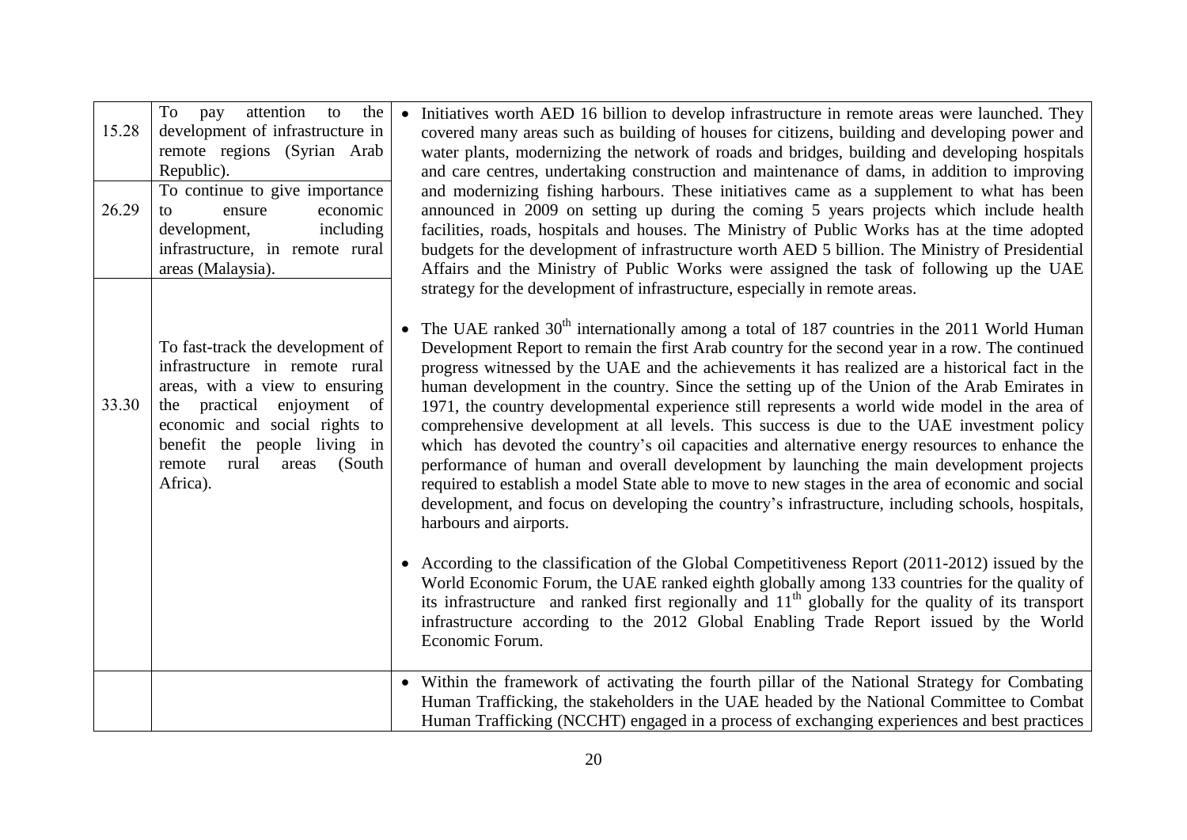| | | |
|---|---|---|
| 15.28 | To pay attention to the development of infrastructure in remote regions (Syrian Arab Republic). | • Initiatives worth AED 16 billion to develop infrastructure in remote areas were launched. They covered many areas such as building of houses for citizens, building and developing power and water plants, modernizing the network of roads and bridges, building and developing hospitals and care centres, undertaking construction and maintenance of dams, in addition to improving and modernizing fishing harbours. These initiatives came as a supplement to what has been announced in 2009 on setting up during the coming 5 years projects which include health facilities, roads, hospitals and houses. The Ministry of Public Works has at the time adopted budgets for the development of infrastructure worth AED 5 billion. The Ministry of Presidential Affairs and the Ministry of Public Works were assigned the task of following up the UAE strategy for the development of infrastructure, especially in remote areas.<br><br>• The UAE ranked 30th internationally among a total of 187 countries in the 2011 World Human Development Report to remain the first Arab country for the second year in a row. The continued progress witnessed by the UAE and the achievements it has realized are a historical fact in the human development in the country. Since the setting up of the Union of the Arab Emirates in 1971, the country developmental experience still represents a world wide model in the area of comprehensive development at all levels. This success is due to the UAE investment policy which has devoted the country's oil capacities and alternative energy resources to enhance the performance of human and overall development by launching the main development projects required to establish a model State able to move to new stages in the area of economic and social development, and focus on developing the country's infrastructure, including schools, hospitals, harbours and airports.<br><br>• According to the classification of the Global Competitiveness Report (2011-2012) issued by the World Economic Forum, the UAE ranked eighth globally among 133 countries for the quality of its infrastructure and ranked first regionally and 11th globally for the quality of its transport infrastructure according to the 2012 Global Enabling Trade Report issued by the World Economic Forum. |
| 26.29 | To continue to give importance to ensure economic development, including infrastructure, in remote rural areas (Malaysia). | |
| 33.30 | To fast-track the development of infrastructure in remote rural areas, with a view to ensuring the practical enjoyment of economic and social rights to benefit the people living in remote rural areas (South Africa). | |
| | | • Within the framework of activating the fourth pillar of the National Strategy for Combating Human Trafficking, the stakeholders in the UAE headed by the National Committee to Combat Human Trafficking (NCCHT) engaged in a process of exchanging experiences and best practices |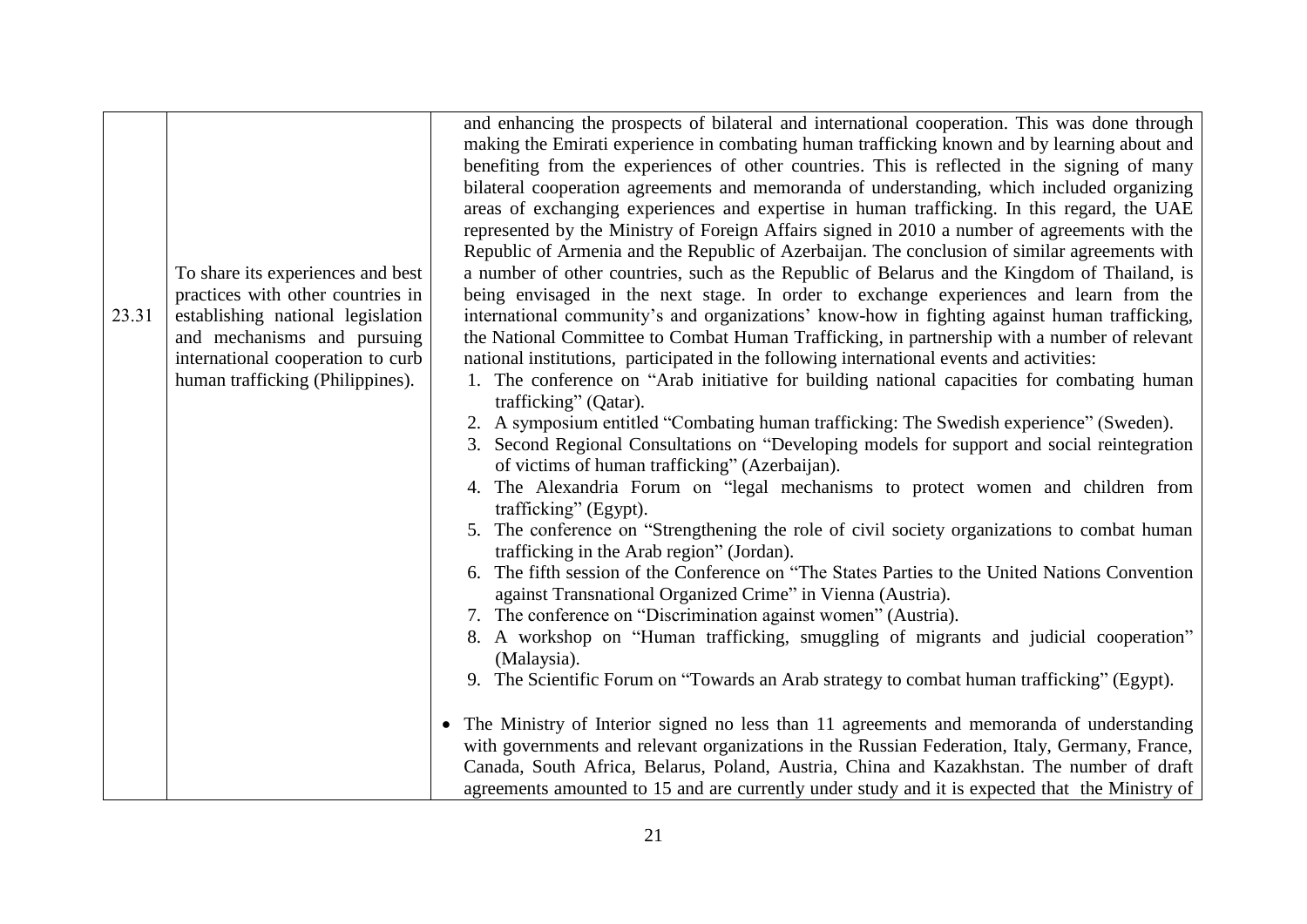| | | |
|---|---|---|
| 23.31 | To share its experiences and best practices with other countries in establishing national legislation and mechanisms and pursuing international cooperation to curb human trafficking (Philippines). | and enhancing the prospects of bilateral and international cooperation. This was done through making the Emirati experience in combating human trafficking known and by learning about and benefiting from the experiences of other countries. This is reflected in the signing of many bilateral cooperation agreements and memoranda of understanding, which included organizing areas of exchanging experiences and expertise in human trafficking. In this regard, the UAE represented by the Ministry of Foreign Affairs signed in 2010 a number of agreements with the Republic of Armenia and the Republic of Azerbaijan. The conclusion of similar agreements with a number of other countries, such as the Republic of Belarus and the Kingdom of Thailand, is being envisaged in the next stage. In order to exchange experiences and learn from the international community's and organizations' know-how in fighting against human trafficking, the National Committee to Combat Human Trafficking, in partnership with a number of relevant national institutions, participated in the following international events and activities:<br>1. The conference on "Arab initiative for building national capacities for combating human trafficking" (Qatar).<br>2. A symposium entitled "Combating human trafficking: The Swedish experience" (Sweden).<br>3. Second Regional Consultations on "Developing models for support and social reintegration of victims of human trafficking" (Azerbaijan).<br>4. The Alexandria Forum on "legal mechanisms to protect women and children from trafficking" (Egypt).<br>5. The conference on "Strengthening the role of civil society organizations to combat human trafficking in the Arab region" (Jordan).<br>6. The fifth session of the Conference on "The States Parties to the United Nations Convention against Transnational Organized Crime" in Vienna (Austria).<br>7. The conference on "Discrimination against women" (Austria).<br>8. A workshop on "Human trafficking, smuggling of migrants and judicial cooperation" (Malaysia).<br>9. The Scientific Forum on "Towards an Arab strategy to combat human trafficking" (Egypt).<br><br>• The Ministry of Interior signed no less than 11 agreements and memoranda of understanding with governments and relevant organizations in the Russian Federation, Italy, Germany, France, Canada, South Africa, Belarus, Poland, Austria, China and Kazakhstan. The number of draft agreements amounted to 15 and are currently under study and it is expected that the Ministry of |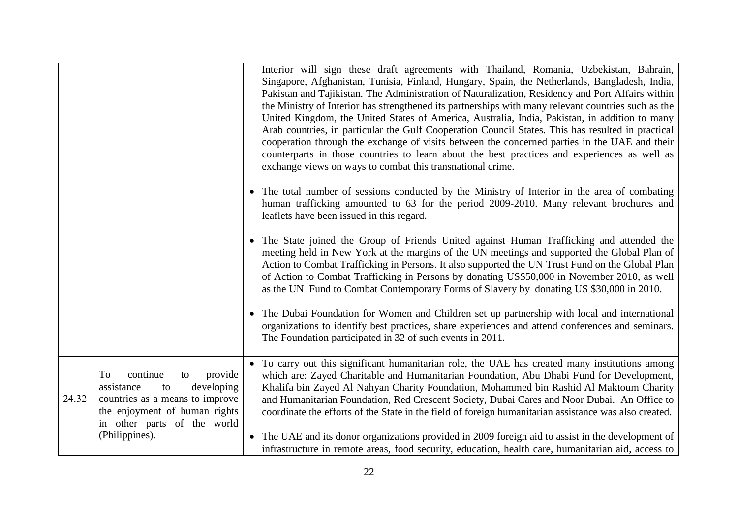| | | |
|---|---|---|
| | | Interior will sign these draft agreements with Thailand, Romania, Uzbekistan, Bahrain, Singapore, Afghanistan, Tunisia, Finland, Hungary, Spain, the Netherlands, Bangladesh, India, Pakistan and Tajikistan. The Administration of Naturalization, Residency and Port Affairs within the Ministry of Interior has strengthened its partnerships with many relevant countries such as the United Kingdom, the United States of America, Australia, India, Pakistan, in addition to many Arab countries, in particular the Gulf Cooperation Council States. This has resulted in practical cooperation through the exchange of visits between the concerned parties in the UAE and their counterparts in those countries to learn about the best practices and experiences as well as exchange views on ways to combat this transnational crime.<br><br>• The total number of sessions conducted by the Ministry of Interior in the area of combating human trafficking amounted to 63 for the period 2009-2010. Many relevant brochures and leaflets have been issued in this regard.<br><br>• The State joined the Group of Friends United against Human Trafficking and attended the meeting held in New York at the margins of the UN meetings and supported the Global Plan of Action to Combat Trafficking in Persons. It also supported the UN Trust Fund on the Global Plan of Action to Combat Trafficking in Persons by donating US$50,000 in November 2010, as well as the UN Fund to Combat Contemporary Forms of Slavery by donating US $30,000 in 2010.<br><br>• The Dubai Foundation for Women and Children set up partnership with local and international organizations to identify best practices, share experiences and attend conferences and seminars. The Foundation participated in 32 of such events in 2011. |
| 24.32 | To continue to provide assistance to developing countries as a means to improve the enjoyment of human rights in other parts of the world (Philippines). | • To carry out this significant humanitarian role, the UAE has created many institutions among which are: Zayed Charitable and Humanitarian Foundation, Abu Dhabi Fund for Development, Khalifa bin Zayed Al Nahyan Charity Foundation, Mohammed bin Rashid Al Maktoum Charity and Humanitarian Foundation, Red Crescent Society, Dubai Cares and Noor Dubai. An Office to coordinate the efforts of the State in the field of foreign humanitarian assistance was also created.<br><br>• The UAE and its donor organizations provided in 2009 foreign aid to assist in the development of infrastructure in remote areas, food security, education, health care, humanitarian aid, access to |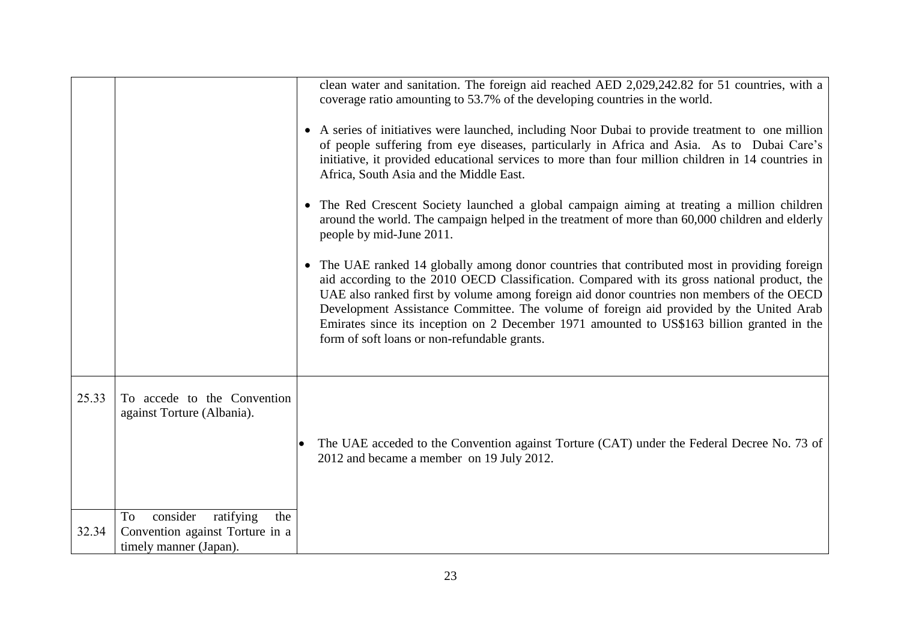| | | |
|---|---|---|
| | | clean water and sanitation. The foreign aid reached AED 2,029,242.82 for 51 countries, with a coverage ratio amounting to 53.7% of the developing countries in the world.<br><br>• A series of initiatives were launched, including Noor Dubai to provide treatment to one million of people suffering from eye diseases, particularly in Africa and Asia. As to Dubai Care's initiative, it provided educational services to more than four million children in 14 countries in Africa, South Asia and the Middle East.<br><br>• The Red Crescent Society launched a global campaign aiming at treating a million children around the world. The campaign helped in the treatment of more than 60,000 children and elderly people by mid-June 2011.<br><br>• The UAE ranked 14 globally among donor countries that contributed most in providing foreign aid according to the 2010 OECD Classification. Compared with its gross national product, the UAE also ranked first by volume among foreign aid donor countries non members of the OECD Development Assistance Committee. The volume of foreign aid provided by the United Arab Emirates since its inception on 2 December 1971 amounted to US$163 billion granted in the form of soft loans or non-refundable grants. |
| 25.33 | To accede to the Convention against Torture (Albania). | • The UAE acceded to the Convention against Torture (CAT) under the Federal Decree No. 73 of 2012 and became a member on 19 July 2012. |
| 32.34 | To consider ratifying the Convention against Torture in a timely manner (Japan). | |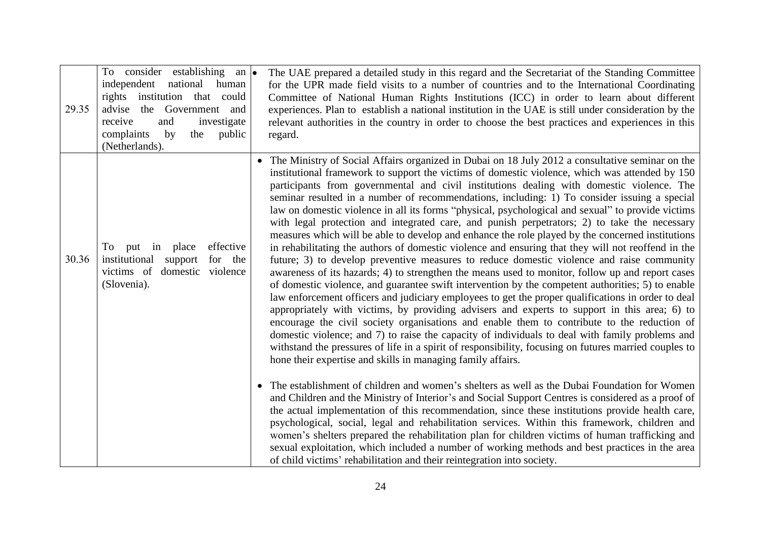| | | |
|---|---|---|
| 29.35 | To consider establishing an independent national human rights institution that could advise the Government and receive and investigate complaints by the public (Netherlands). | • The UAE prepared a detailed study in this regard and the Secretariat of the Standing Committee for the UPR made field visits to a number of countries and to the International Coordinating Committee of National Human Rights Institutions (ICC) in order to learn about different experiences. Plan to establish a national institution in the UAE is still under consideration by the relevant authorities in the country in order to choose the best practices and experiences in this regard. |
| 30.36 | To put in place effective institutional support for the victims of domestic violence (Slovenia). | • The Ministry of Social Affairs organized in Dubai on 18 July 2012 a consultative seminar on the institutional framework to support the victims of domestic violence, which was attended by 150 participants from governmental and civil institutions dealing with domestic violence. The seminar resulted in a number of recommendations, including: 1) To consider issuing a special law on domestic violence in all its forms "physical, psychological and sexual" to provide victims with legal protection and integrated care, and punish perpetrators; 2) to take the necessary measures which will be able to develop and enhance the role played by the concerned institutions in rehabilitating the authors of domestic violence and ensuring that they will not reoffend in the future; 3) to develop preventive measures to reduce domestic violence and raise community awareness of its hazards; 4) to strengthen the means used to monitor, follow up and report cases of domestic violence, and guarantee swift intervention by the competent authorities; 5) to enable law enforcement officers and judiciary employees to get the proper qualifications in order to deal appropriately with victims, by providing advisers and experts to support in this area; 6) to encourage the civil society organisations and enable them to contribute to the reduction of domestic violence; and 7) to raise the capacity of individuals to deal with family problems and withstand the pressures of life in a spirit of responsibility, focusing on futures married couples to hone their expertise and skills in managing family affairs.<br><br>• The establishment of children and women's shelters as well as the Dubai Foundation for Women and Children and the Ministry of Interior's and Social Support Centres is considered as a proof of the actual implementation of this recommendation, since these institutions provide health care, psychological, social, legal and rehabilitation services. Within this framework, children and women's shelters prepared the rehabilitation plan for children victims of human trafficking and sexual exploitation, which included a number of working methods and best practices in the area of child victims' rehabilitation and their reintegration into society. |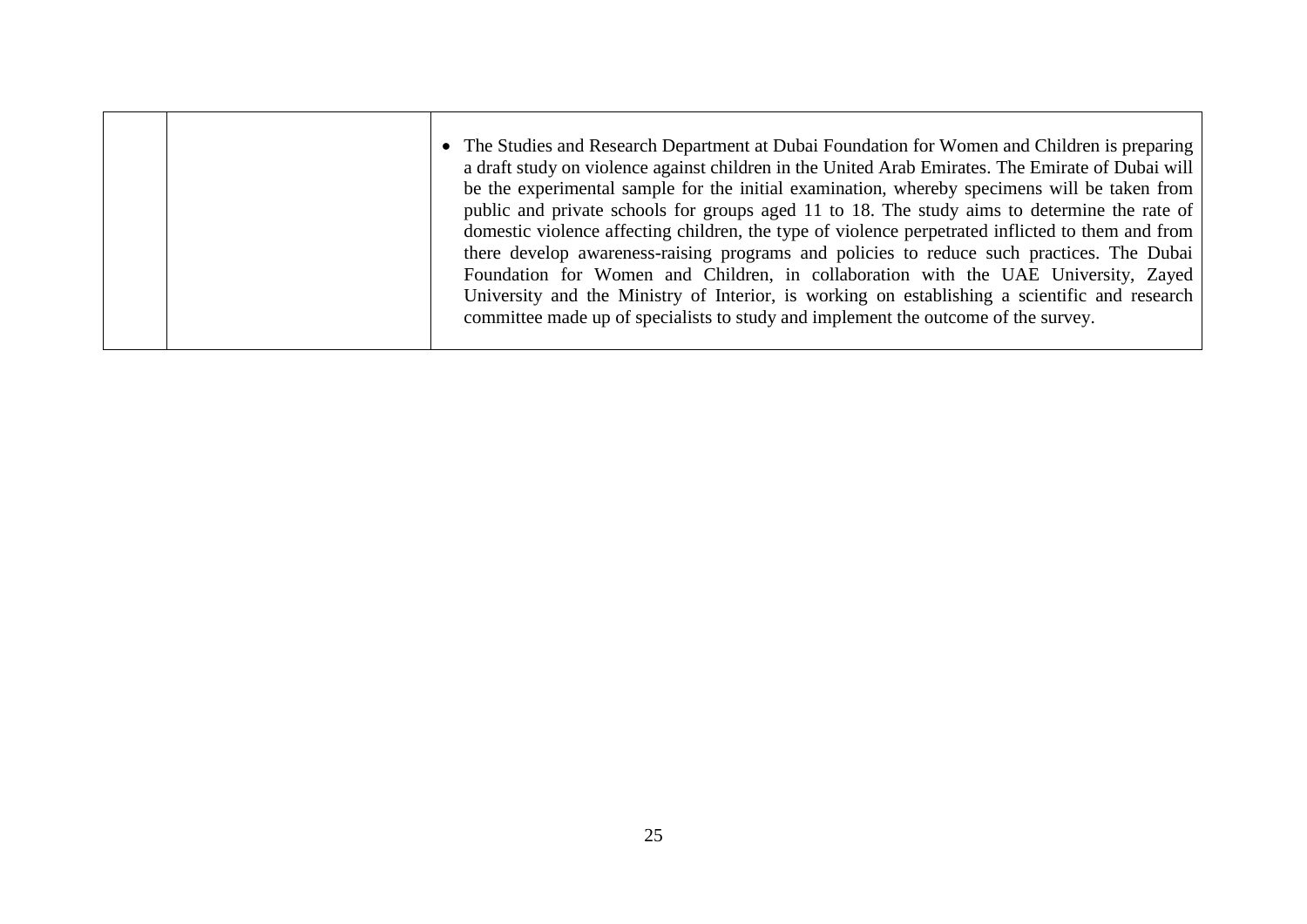|  |  |  |
|---|---|---|
|  |  | • The Studies and Research Department at Dubai Foundation for Women and Children is preparing a draft study on violence against children in the United Arab Emirates. The Emirate of Dubai will be the experimental sample for the initial examination, whereby specimens will be taken from public and private schools for groups aged 11 to 18. The study aims to determine the rate of domestic violence affecting children, the type of violence perpetrated inflicted to them and from there develop awareness-raising programs and policies to reduce such practices. The Dubai Foundation for Women and Children, in collaboration with the UAE University, Zayed University and the Ministry of Interior, is working on establishing a scientific and research committee made up of specialists to study and implement the outcome of the survey. |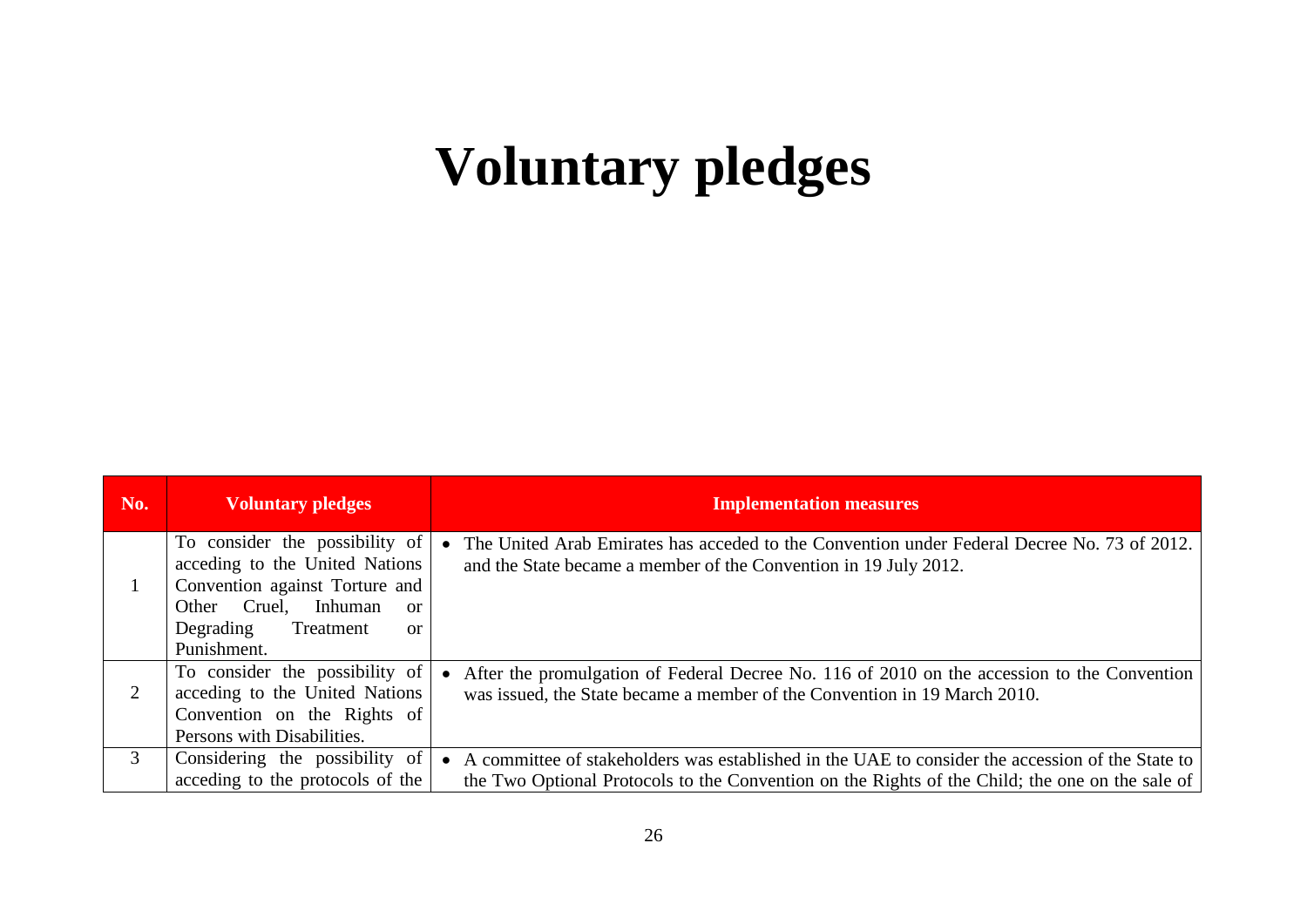# Voluntary pledges

| No. | Voluntary pledges | Implementation measures |
|---|---|---|
| 1 | To consider the possibility of acceding to the United Nations Convention against Torture and Other Cruel, Inhuman or Degrading Treatment or Punishment. | • The United Arab Emirates has acceded to the Convention under Federal Decree No. 73 of 2012. and the State became a member of the Convention in 19 July 2012. |
| 2 | To consider the possibility of acceding to the United Nations Convention on the Rights of Persons with Disabilities. | • After the promulgation of Federal Decree No. 116 of 2010 on the accession to the Convention was issued, the State became a member of the Convention in 19 March 2010. |
| 3 | Considering the possibility of acceding to the protocols of the | • A committee of stakeholders was established in the UAE to consider the accession of the State to the Two Optional Protocols to the Convention on the Rights of the Child; the one on the sale of |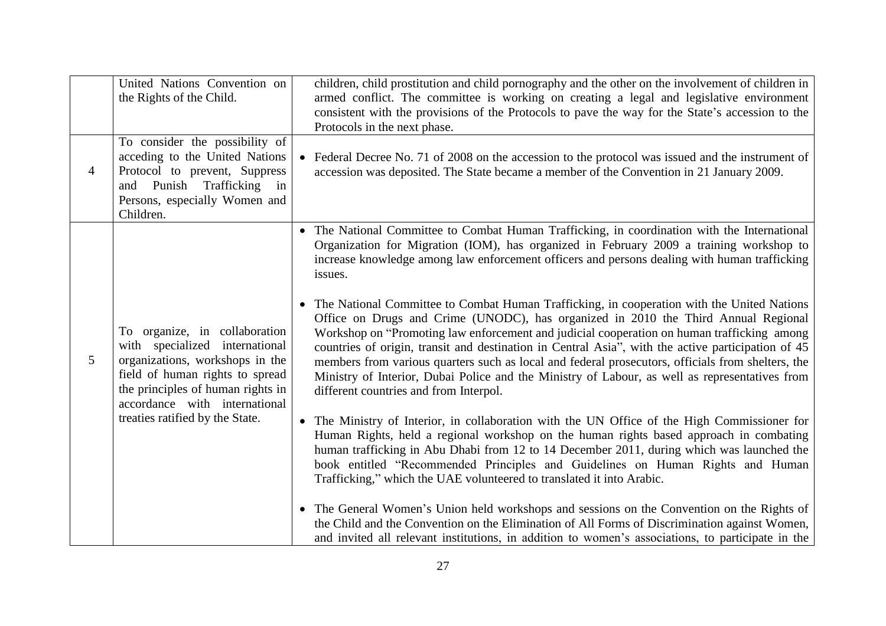| | | |
|---|---|---|
| | United Nations Convention on the Rights of the Child. | children, child prostitution and child pornography and the other on the involvement of children in armed conflict. The committee is working on creating a legal and legislative environment consistent with the provisions of the Protocols to pave the way for the State's accession to the Protocols in the next phase. |
| 4 | To consider the possibility of acceding to the United Nations Protocol to prevent, Suppress and Punish Trafficking in Persons, especially Women and Children. | • Federal Decree No. 71 of 2008 on the accession to the protocol was issued and the instrument of accession was deposited. The State became a member of the Convention in 21 January 2009. |
| 5 | To organize, in collaboration with specialized international organizations, workshops in the field of human rights to spread the principles of human rights in accordance with international treaties ratified by the State. | • The National Committee to Combat Human Trafficking, in coordination with the International Organization for Migration (IOM), has organized in February 2009 a training workshop to increase knowledge among law enforcement officers and persons dealing with human trafficking issues.<br><br>• The National Committee to Combat Human Trafficking, in cooperation with the United Nations Office on Drugs and Crime (UNODC), has organized in 2010 the Third Annual Regional Workshop on "Promoting law enforcement and judicial cooperation on human trafficking among countries of origin, transit and destination in Central Asia", with the active participation of 45 members from various quarters such as local and federal prosecutors, officials from shelters, the Ministry of Interior, Dubai Police and the Ministry of Labour, as well as representatives from different countries and from Interpol.<br><br>• The Ministry of Interior, in collaboration with the UN Office of the High Commissioner for Human Rights, held a regional workshop on the human rights based approach in combating human trafficking in Abu Dhabi from 12 to 14 December 2011, during which was launched the book entitled "Recommended Principles and Guidelines on Human Rights and Human Trafficking," which the UAE volunteered to translated it into Arabic.<br><br>• The General Women's Union held workshops and sessions on the Convention on the Rights of the Child and the Convention on the Elimination of All Forms of Discrimination against Women, and invited all relevant institutions, in addition to women's associations, to participate in the |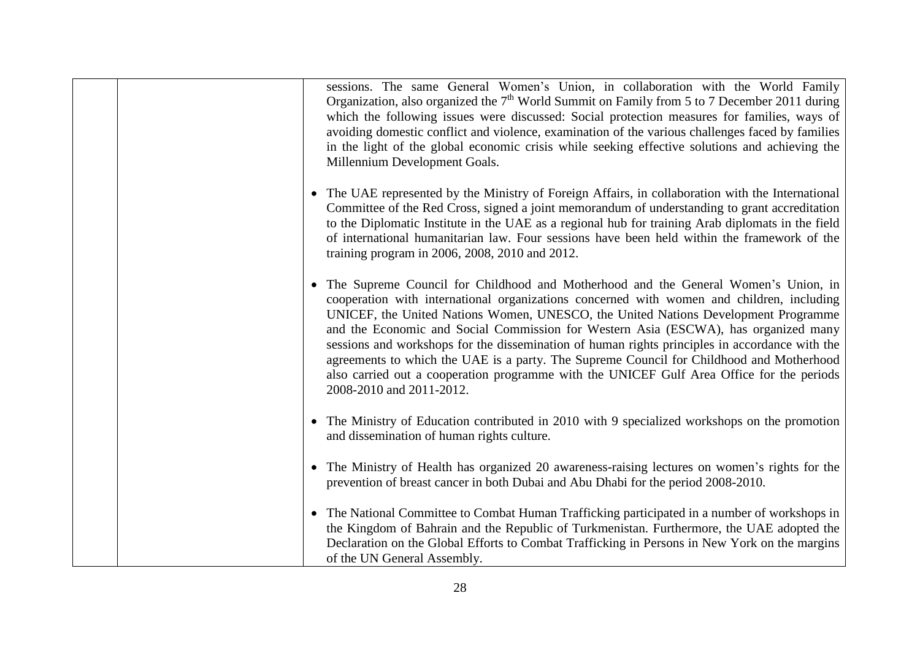| | | sessions. The same General Women's Union, in collaboration with the World Family Organization, also organized the 7th World Summit on Family from 5 to 7 December 2011 during which the following issues were discussed: Social protection measures for families, ways of avoiding domestic conflict and violence, examination of the various challenges faced by families in the light of the global economic crisis while seeking effective solutions and achieving the Millennium Development Goals.<br><br>• The UAE represented by the Ministry of Foreign Affairs, in collaboration with the International Committee of the Red Cross, signed a joint memorandum of understanding to grant accreditation to the Diplomatic Institute in the UAE as a regional hub for training Arab diplomats in the field of international humanitarian law. Four sessions have been held within the framework of the training program in 2006, 2008, 2010 and 2012.<br><br>• The Supreme Council for Childhood and Motherhood and the General Women's Union, in cooperation with international organizations concerned with women and children, including UNICEF, the United Nations Women, UNESCO, the United Nations Development Programme and the Economic and Social Commission for Western Asia (ESCWA), has organized many sessions and workshops for the dissemination of human rights principles in accordance with the agreements to which the UAE is a party. The Supreme Council for Childhood and Motherhood also carried out a cooperation programme with the UNICEF Gulf Area Office for the periods 2008-2010 and 2011-2012.<br><br>• The Ministry of Education contributed in 2010 with 9 specialized workshops on the promotion and dissemination of human rights culture.<br><br>• The Ministry of Health has organized 20 awareness-raising lectures on women's rights for the prevention of breast cancer in both Dubai and Abu Dhabi for the period 2008-2010.<br><br>• The National Committee to Combat Human Trafficking participated in a number of workshops in the Kingdom of Bahrain and the Republic of Turkmenistan. Furthermore, the UAE adopted the Declaration on the Global Efforts to Combat Trafficking in Persons in New York on the margins of the UN General Assembly. |
|---|---|---|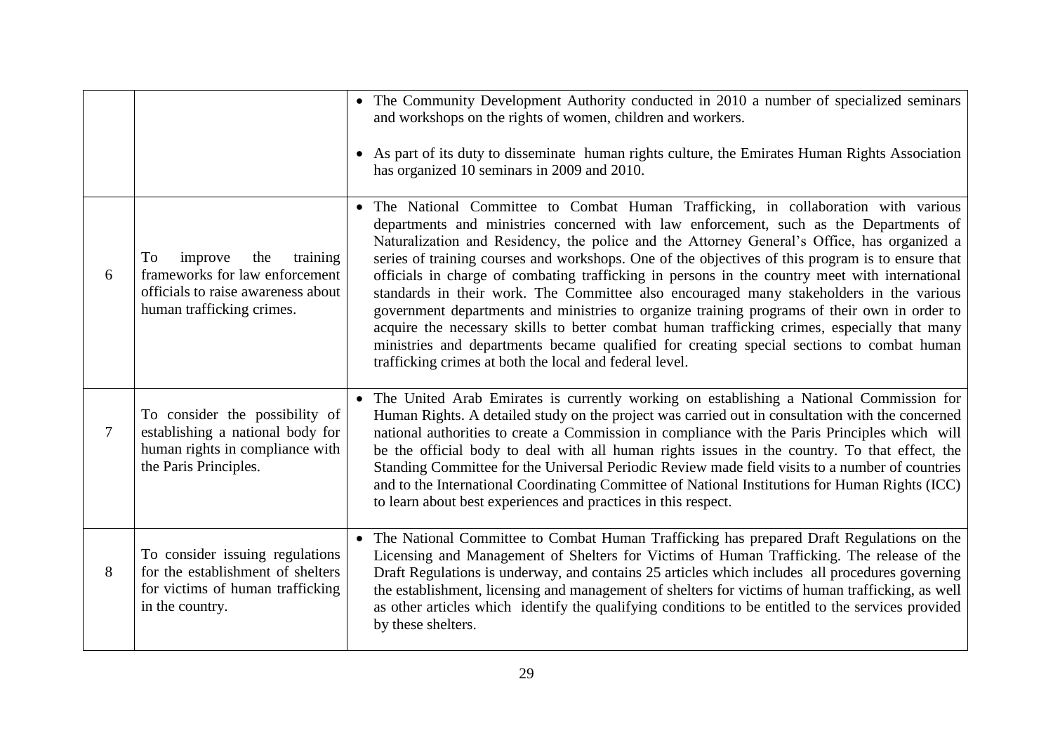| | | |
|---|---|---|
| | | • The Community Development Authority conducted in 2010 a number of specialized seminars and workshops on the rights of women, children and workers.<br><br>• As part of its duty to disseminate human rights culture, the Emirates Human Rights Association has organized 10 seminars in 2009 and 2010. |
| 6 | To improve the training frameworks for law enforcement officials to raise awareness about human trafficking crimes. | • The National Committee to Combat Human Trafficking, in collaboration with various departments and ministries concerned with law enforcement, such as the Departments of Naturalization and Residency, the police and the Attorney General's Office, has organized a series of training courses and workshops. One of the objectives of this program is to ensure that officials in charge of combating trafficking in persons in the country meet with international standards in their work. The Committee also encouraged many stakeholders in the various government departments and ministries to organize training programs of their own in order to acquire the necessary skills to better combat human trafficking crimes, especially that many ministries and departments became qualified for creating special sections to combat human trafficking crimes at both the local and federal level. |
| 7 | To consider the possibility of establishing a national body for human rights in compliance with the Paris Principles. | • The United Arab Emirates is currently working on establishing a National Commission for Human Rights. A detailed study on the project was carried out in consultation with the concerned national authorities to create a Commission in compliance with the Paris Principles which will be the official body to deal with all human rights issues in the country. To that effect, the Standing Committee for the Universal Periodic Review made field visits to a number of countries and to the International Coordinating Committee of National Institutions for Human Rights (ICC) to learn about best experiences and practices in this respect. |
| 8 | To consider issuing regulations for the establishment of shelters for victims of human trafficking in the country. | • The National Committee to Combat Human Trafficking has prepared Draft Regulations on the Licensing and Management of Shelters for Victims of Human Trafficking. The release of the Draft Regulations is underway, and contains 25 articles which includes all procedures governing the establishment, licensing and management of shelters for victims of human trafficking, as well as other articles which identify the qualifying conditions to be entitled to the services provided by these shelters. |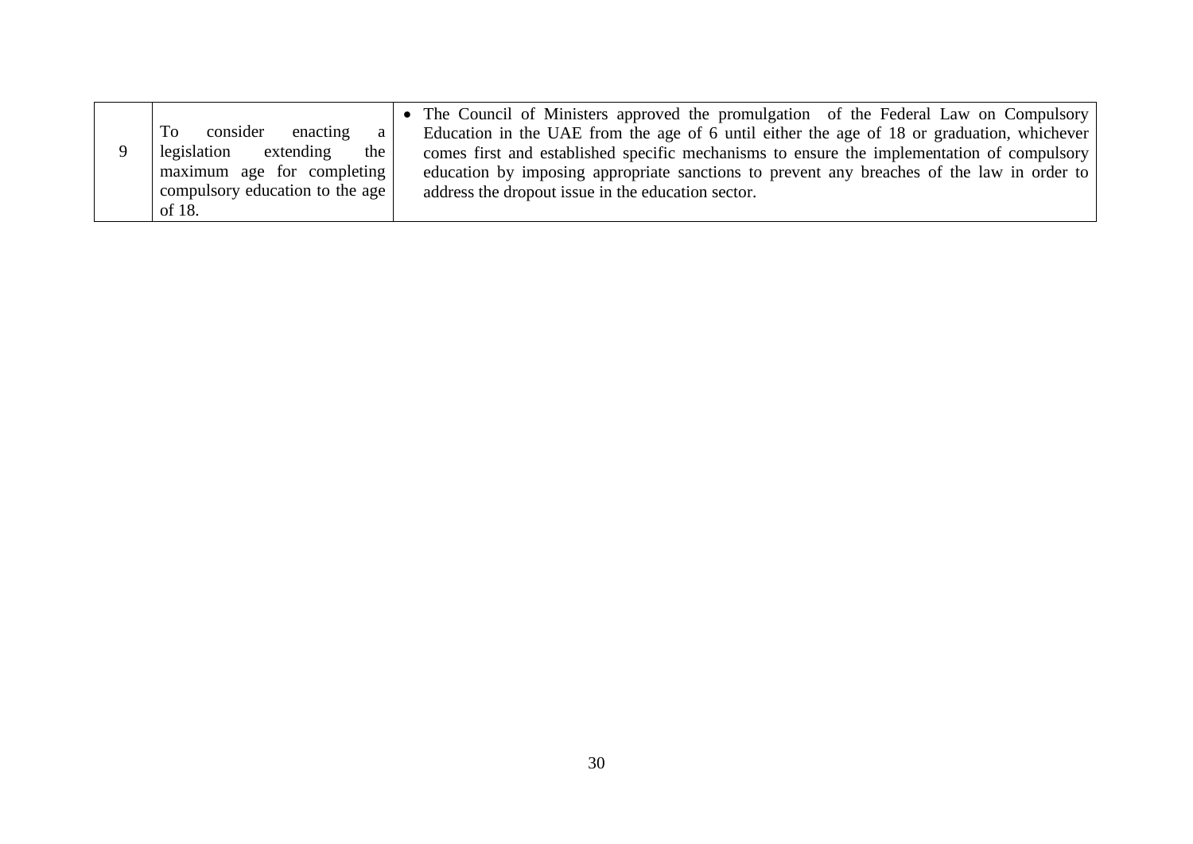| | | |
|---|---|---|
| 9 | To consider enacting a legislation extending the maximum age for completing compulsory education to the age of 18. | • The Council of Ministers approved the promulgation of the Federal Law on Compulsory Education in the UAE from the age of 6 until either the age of 18 or graduation, whichever comes first and established specific mechanisms to ensure the implementation of compulsory education by imposing appropriate sanctions to prevent any breaches of the law in order to address the dropout issue in the education sector. |